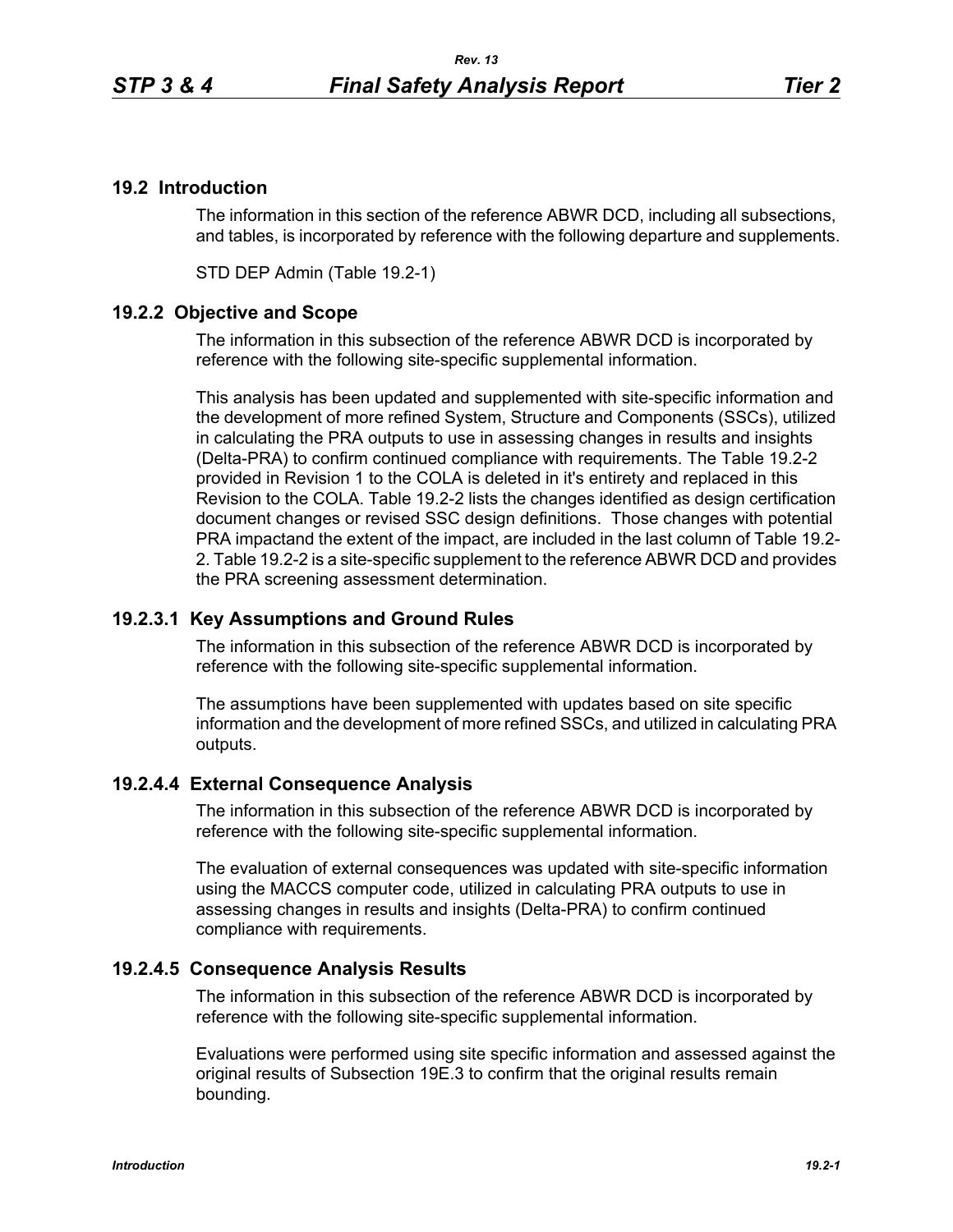## 19.2 Introduction

The information in this section of the reference ABWR DCD, including all subsections, and tables, is incorporated by reference with the following departure and supplements.

STD DEP Admin (Table 19.2-1)

### 19.2.2 Objective and Scope

The information in this subsection of the reference ABWR DCD is incorporated by reference with the following site-specific supplemental information.

This analysis has been updated and supplemented with site-specific information and the development of more refined System, Structure and Components (SSCs), utilized in calculating the PRA outputs to use in assessing changes in results and insights (Delta-PRA) to confirm continued compliance with requirements. The Table 19.2-2 provided in Revision 1 to the COLA is deleted in it's entirety and replaced in this Revision to the COLA. Table 19.2-2 lists the changes identified as design certification document changes or revised SSC design definitions. Those changes with potential PRA impactand the extent of the impact, are included in the last column of Table 19.2-2. Table 19.2-2 is a site-specific supplement to the reference ABWR DCD and provides the PRA screening assessment determination.

### 19.2.3.1 Key Assumptions and Ground Rules

The information in this subsection of the reference ABWR DCD is incorporated by reference with the following site-specific supplemental information.

The assumptions have been supplemented with updates based on site specific information and the development of more refined SSCs, and utilized in calculating PRA outputs.

### 19.2.4.4 External Consequence Analysis

The information in this subsection of the reference ABWR DCD is incorporated by reference with the following site-specific supplemental information.

The evaluation of external consequences was updated with site-specific information using the MACCS computer code, utilized in calculating PRA outputs to use in assessing changes in results and insights (Delta-PRA) to confirm continued compliance with requirements.

### 19.2.4.5 Consequence Analysis Results

The information in this subsection of the reference ABWR DCD is incorporated by reference with the following site-specific supplemental information.

Evaluations were performed using site specific information and assessed against the original results of Subsection 19E.3 to confirm that the original results remain bounding.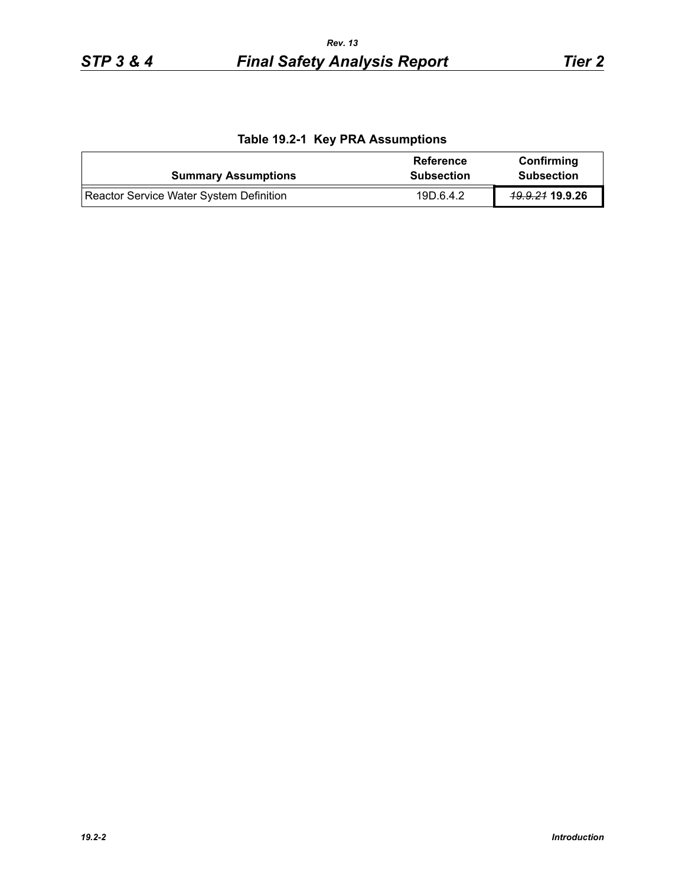**Table 19.2-1 Key PRA Assumptions**

| Summary Assumptions | Reference Subsection | Confirming Subsection |
|---|---|---|
| Reactor Service Water System Definition | 19D.6.4.2 | ~~*19.9.21*~~ **19.9.26** |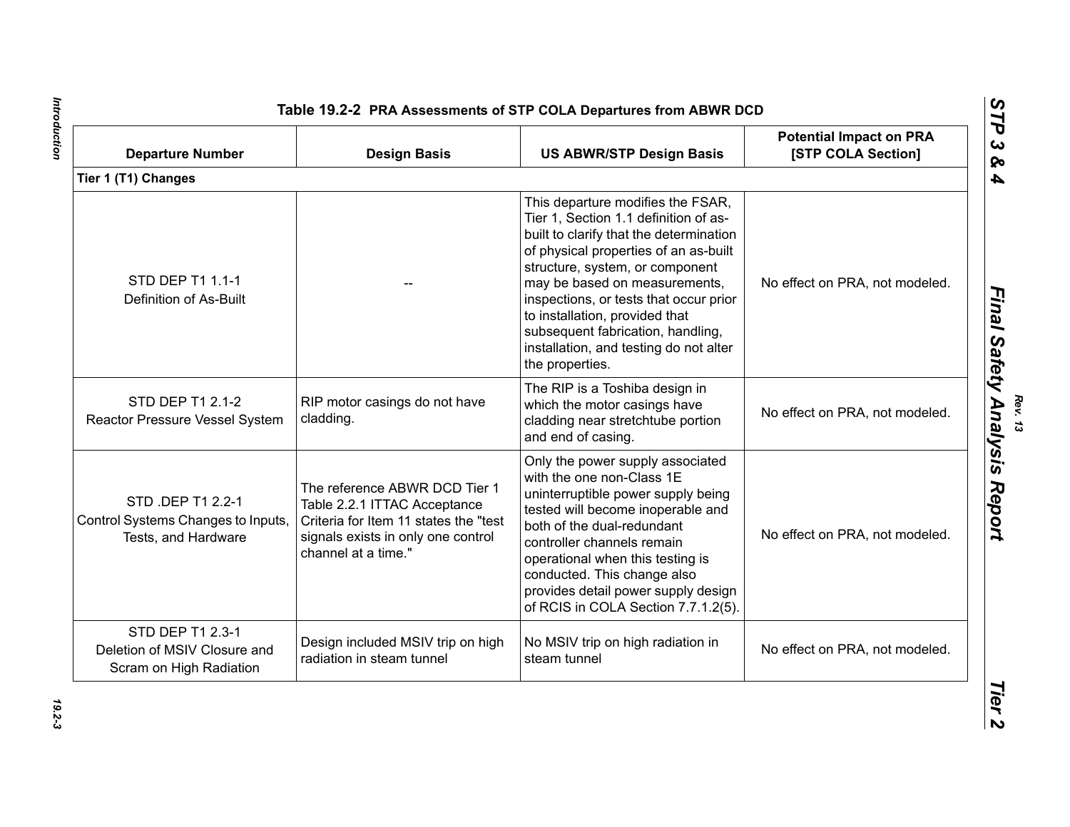Table 19.2-2 PRA Assessments of STP COLA Departures from ABWR DCD

| Departure Number | Design Basis | US ABWR/STP Design Basis | Potential Impact on PRA [STP COLA Section] |
|---|---|---|---|
| **Tier 1 (T1) Changes** | | | |
| STD DEP T1 1.1-1 Definition of As-Built | -- | This departure modifies the FSAR, Tier 1, Section 1.1 definition of as-built to clarify that the determination of physical properties of an as-built structure, system, or component may be based on measurements, inspections, or tests that occur prior to installation, provided that subsequent fabrication, handling, installation, and testing do not alter the properties. | No effect on PRA, not modeled. |
| STD DEP T1 2.1-2 Reactor Pressure Vessel System | RIP motor casings do not have cladding. | The RIP is a Toshiba design in which the motor casings have cladding near stretchtube portion and end of casing. | No effect on PRA, not modeled. |
| STD .DEP T1 2.2-1 Control Systems Changes to Inputs, Tests, and Hardware | The reference ABWR DCD Tier 1 Table 2.2.1 ITTAC Acceptance Criteria for Item 11 states the "test signals exists in only one control channel at a time." | Only the power supply associated with the one non-Class 1E uninterruptible power supply being tested will become inoperable and both of the dual-redundant controller channels remain operational when this testing is conducted. This change also provides detail power supply design of RCIS in COLA Section 7.7.1.2(5). | No effect on PRA, not modeled. |
| STD DEP T1 2.3-1 Deletion of MSIV Closure and Scram on High Radiation | Design included MSIV trip on high radiation in steam tunnel | No MSIV trip on high radiation in steam tunnel | No effect on PRA, not modeled. |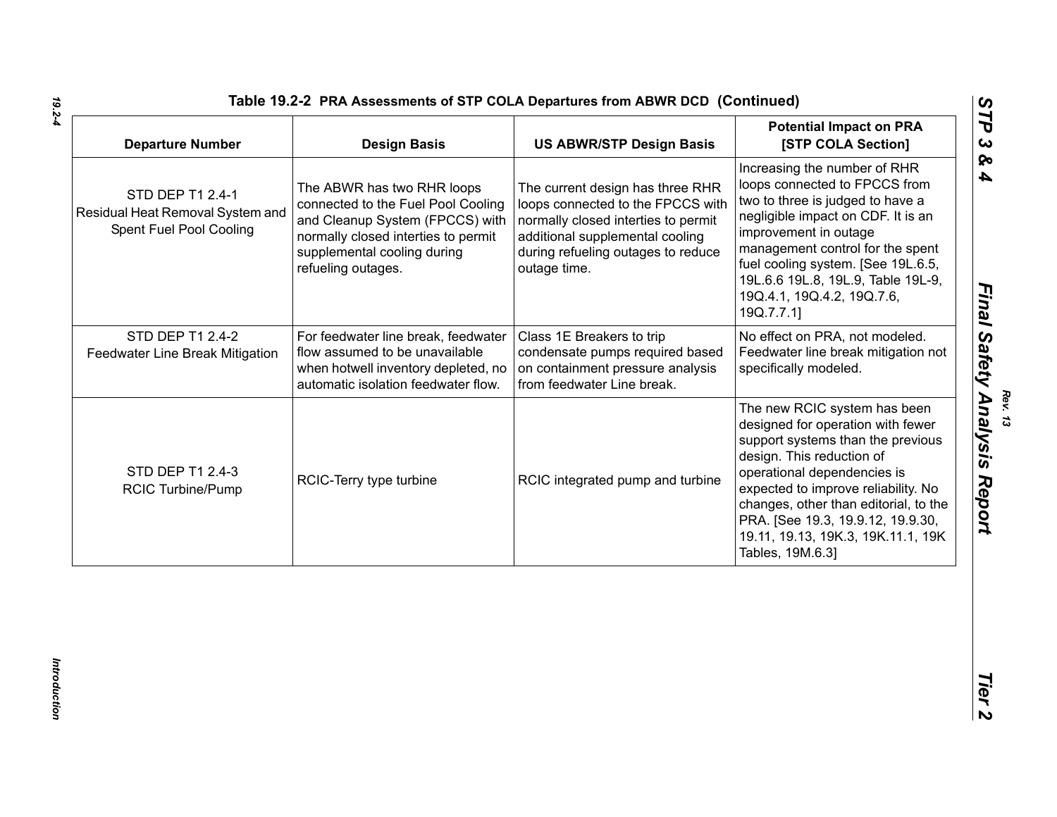**Table 19.2-2 PRA Assessments of STP COLA Departures from ABWR DCD (Continued)**

| Departure Number | Design Basis | US ABWR/STP Design Basis | Potential Impact on PRA [STP COLA Section] |
|---|---|---|---|
| STD DEP T1 2.4-1 Residual Heat Removal System and Spent Fuel Pool Cooling | The ABWR has two RHR loops connected to the Fuel Pool Cooling and Cleanup System (FPCCS) with normally closed interties to permit supplemental cooling during refueling outages. | The current design has three RHR loops connected to the FPCCS with normally closed interties to permit additional supplemental cooling during refueling outages to reduce outage time. | Increasing the number of RHR loops connected to FPCCS from two to three is judged to have a negligible impact on CDF. It is an improvement in outage management control for the spent fuel cooling system. [See 19L.6.5, 19L.6.6 19L.8, 19L.9, Table 19L-9, 19Q.4.1, 19Q.4.2, 19Q.7.6, 19Q.7.7.1] |
| STD DEP T1 2.4-2 Feedwater Line Break Mitigation | For feedwater line break, feedwater flow assumed to be unavailable when hotwell inventory depleted, no automatic isolation feedwater flow. | Class 1E Breakers to trip condensate pumps required based on containment pressure analysis from feedwater Line break. | No effect on PRA, not modeled. Feedwater line break mitigation not specifically modeled. |
| STD DEP T1 2.4-3 RCIC Turbine/Pump | RCIC-Terry type turbine | RCIC integrated pump and turbine | The new RCIC system has been designed for operation with fewer support systems than the previous design. This reduction of operational dependencies is expected to improve reliability. No changes, other than editorial, to the PRA. [See 19.3, 19.9.12, 19.9.30, 19.11, 19.13, 19K.3, 19K.11.1, 19K Tables, 19M.6.3] |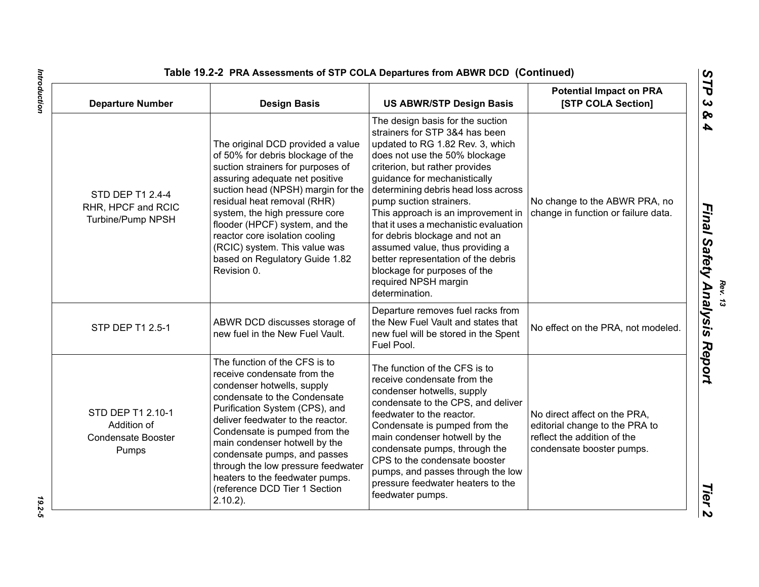**Table 19.2-2 PRA Assessments of STP COLA Departures from ABWR DCD (Continued)**

| Departure Number | Design Basis | US ABWR/STP Design Basis | Potential Impact on PRA [STP COLA Section] |
|---|---|---|---|
| STD DEP T1 2.4-4 RHR, HPCF and RCIC Turbine/Pump NPSH | The original DCD provided a value of 50% for debris blockage of the suction strainers for purposes of assuring adequate net positive suction head (NPSH) margin for the residual heat removal (RHR) system, the high pressure core flooder (HPCF) system, and the reactor core isolation cooling (RCIC) system. This value was based on Regulatory Guide 1.82 Revision 0. | The design basis for the suction strainers for STP 3&4 has been updated to RG 1.82 Rev. 3, which does not use the 50% blockage criterion, but rather provides guidance for mechanistically determining debris head loss across pump suction strainers. This approach is an improvement in that it uses a mechanistic evaluation for debris blockage and not an assumed value, thus providing a better representation of the debris blockage for purposes of the required NPSH margin determination. | No change to the ABWR PRA, no change in function or failure data. |
| STP DEP T1 2.5-1 | ABWR DCD discusses storage of new fuel in the New Fuel Vault. | Departure removes fuel racks from the New Fuel Vault and states that new fuel will be stored in the Spent Fuel Pool. | No effect on the PRA, not modeled. |
| STD DEP T1 2.10-1 Addition of Condensate Booster Pumps | The function of the CFS is to receive condensate from the condenser hotwells, supply condensate to the Condensate Purification System (CPS), and deliver feedwater to the reactor. Condensate is pumped from the main condenser hotwell by the condensate pumps, and passes through the low pressure feedwater heaters to the feedwater pumps. (reference DCD Tier 1 Section 2.10.2). | The function of the CFS is to receive condensate from the condenser hotwells, supply condensate to the CPS, and deliver feedwater to the reactor. Condensate is pumped from the main condenser hotwell by the condensate pumps, through the CPS to the condensate booster pumps, and passes through the low pressure feedwater heaters to the feedwater pumps. | No direct affect on the PRA, editorial change to the PRA to reflect the addition of the condensate booster pumps. |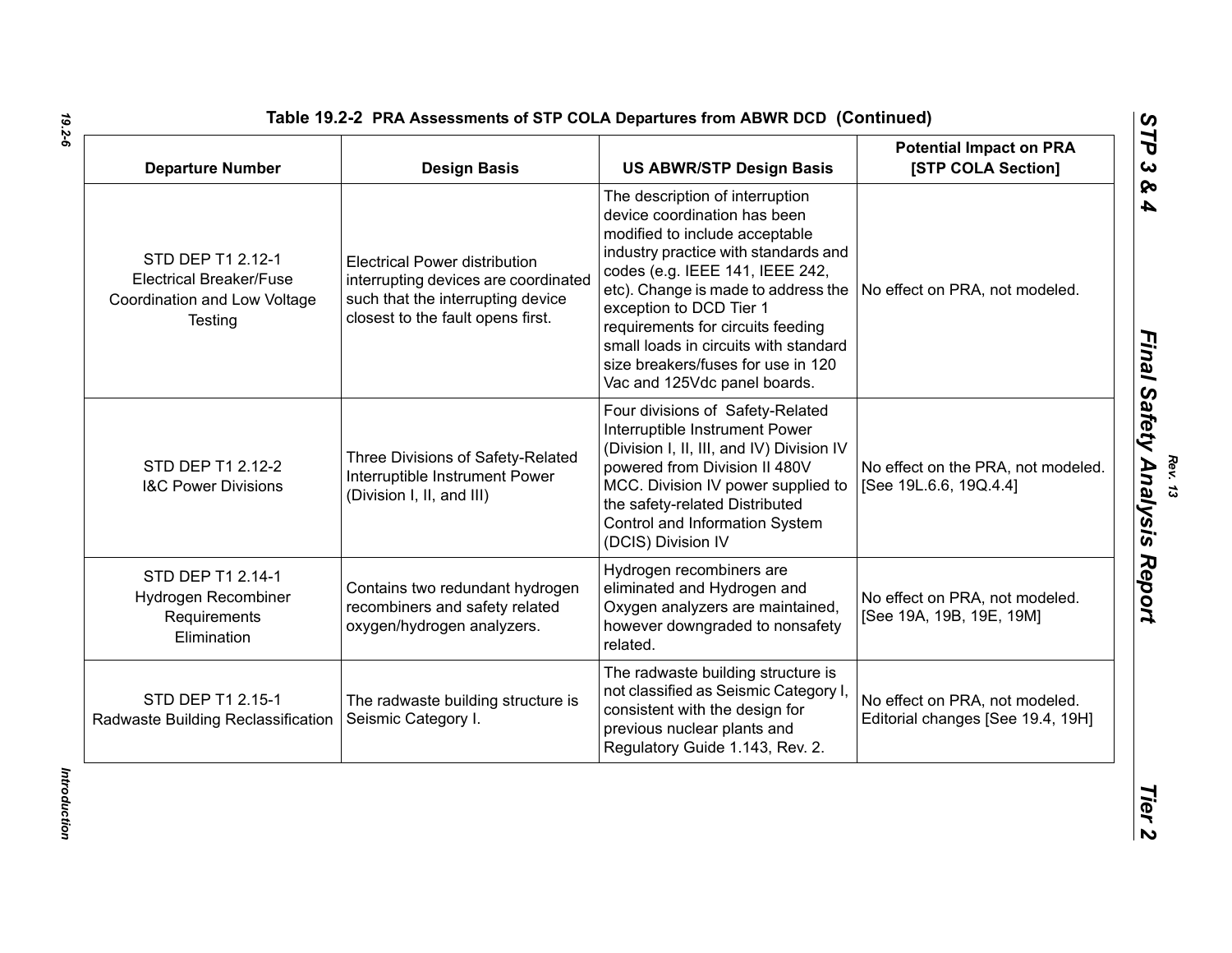**Table 19.2-2 PRA Assessments of STP COLA Departures from ABWR DCD (Continued)**

| Departure Number | Design Basis | US ABWR/STP Design Basis | Potential Impact on PRA [STP COLA Section] |
|---|---|---|---|
| STD DEP T1 2.12-1 Electrical Breaker/Fuse Coordination and Low Voltage Testing | Electrical Power distribution interrupting devices are coordinated such that the interrupting device closest to the fault opens first. | The description of interruption device coordination has been modified to include acceptable industry practice with standards and codes (e.g. IEEE 141, IEEE 242, etc). Change is made to address the exception to DCD Tier 1 requirements for circuits feeding small loads in circuits with standard size breakers/fuses for use in 120 Vac and 125Vdc panel boards. | No effect on PRA, not modeled. |
| STD DEP T1 2.12-2 I&C Power Divisions | Three Divisions of Safety-Related Interruptible Instrument Power (Division I, II, and III) | Four divisions of Safety-Related Interruptible Instrument Power (Division I, II, III, and IV) Division IV powered from Division II 480V MCC. Division IV power supplied to the safety-related Distributed Control and Information System (DCIS) Division IV | No effect on the PRA, not modeled. [See 19L.6.6, 19Q.4.4] |
| STD DEP T1 2.14-1 Hydrogen Recombiner Requirements Elimination | Contains two redundant hydrogen recombiners and safety related oxygen/hydrogen analyzers. | Hydrogen recombiners are eliminated and Hydrogen and Oxygen analyzers are maintained, however downgraded to nonsafety related. | No effect on PRA, not modeled. [See 19A, 19B, 19E, 19M] |
| STD DEP T1 2.15-1 Radwaste Building Reclassification | The radwaste building structure is Seismic Category I. | The radwaste building structure is not classified as Seismic Category I, consistent with the design for previous nuclear plants and Regulatory Guide 1.143, Rev. 2. | No effect on PRA, not modeled. Editorial changes [See 19.4, 19H] |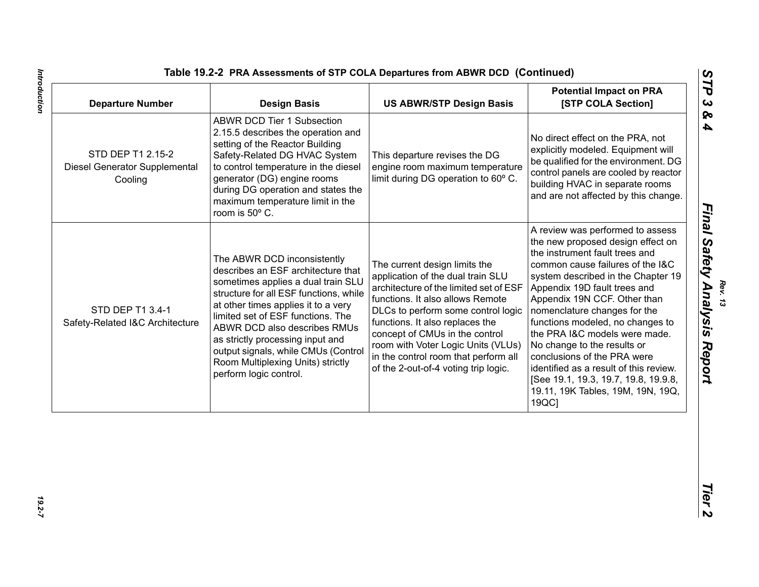Table 19.2-2 PRA Assessments of STP COLA Departures from ABWR DCD (Continued)

| Departure Number | Design Basis | US ABWR/STP Design Basis | Potential Impact on PRA [STP COLA Section] |
|---|---|---|---|
| STD DEP T1 2.15-2 Diesel Generator Supplemental Cooling | ABWR DCD Tier 1 Subsection 2.15.5 describes the operation and setting of the Reactor Building Safety-Related DG HVAC System to control temperature in the diesel generator (DG) engine rooms during DG operation and states the maximum temperature limit in the room is 50º C. | This departure revises the DG engine room maximum temperature limit during DG operation to 60º C. | No direct effect on the PRA, not explicitly modeled. Equipment will be qualified for the environment. DG control panels are cooled by reactor building HVAC in separate rooms and are not affected by this change. |
| STD DEP T1 3.4-1 Safety-Related I&C Architecture | The ABWR DCD inconsistently describes an ESF architecture that sometimes applies a dual train SLU structure for all ESF functions, while at other times applies it to a very limited set of ESF functions. The ABWR DCD also describes RMUs as strictly processing input and output signals, while CMUs (Control Room Multiplexing Units) strictly perform logic control. | The current design limits the application of the dual train SLU architecture of the limited set of ESF functions. It also allows Remote DLCs to perform some control logic functions. It also replaces the concept of CMUs in the control room with Voter Logic Units (VLUs) in the control room that perform all of the 2-out-of-4 voting trip logic. | A review was performed to assess the new proposed design effect on the instrument fault trees and common cause failures of the I&C system described in the Chapter 19 Appendix 19D fault trees and Appendix 19N CCF. Other than nomenclature changes for the functions modeled, no changes to the PRA I&C models were made. No change to the results or conclusions of the PRA were identified as a result of this review. [See 19.1, 19.3, 19.7, 19.8, 19.9.8, 19.11, 19K Tables, 19M, 19N, 19Q, 19QC] |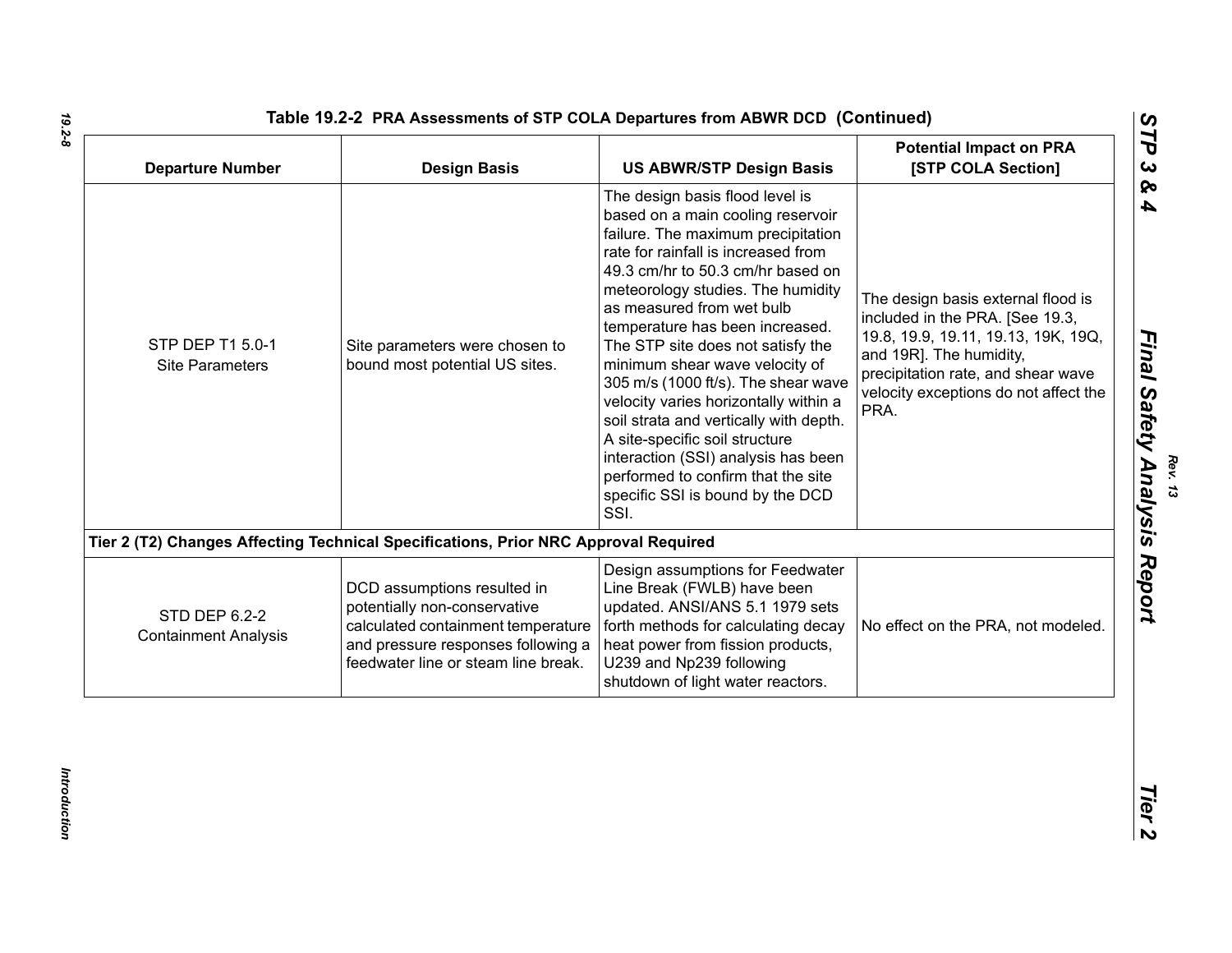## Table 19.2-2 PRA Assessments of STP COLA Departures from ABWR DCD (Continued)

| Departure Number | Design Basis | US ABWR/STP Design Basis | Potential Impact on PRA [STP COLA Section] |
|---|---|---|---|
| STP DEP T1 5.0-1 Site Parameters | Site parameters were chosen to bound most potential US sites. | The design basis flood level is based on a main cooling reservoir failure. The maximum precipitation rate for rainfall is increased from 49.3 cm/hr to 50.3 cm/hr based on meteorology studies. The humidity as measured from wet bulb temperature has been increased. The STP site does not satisfy the minimum shear wave velocity of 305 m/s (1000 ft/s). The shear wave velocity varies horizontally within a soil strata and vertically with depth. A site-specific soil structure interaction (SSI) analysis has been performed to confirm that the site specific SSI is bound by the DCD SSI. | The design basis external flood is included in the PRA. [See 19.3, 19.8, 19.9, 19.11, 19.13, 19K, 19Q, and 19R]. The humidity, precipitation rate, and shear wave velocity exceptions do not affect the PRA. |
| **Tier 2 (T2) Changes Affecting Technical Specifications, Prior NRC Approval Required** | | | |
| STD DEP 6.2-2 Containment Analysis | DCD assumptions resulted in potentially non-conservative calculated containment temperature and pressure responses following a feedwater line or steam line break. | Design assumptions for Feedwater Line Break (FWLB) have been updated. ANSI/ANS 5.1 1979 sets forth methods for calculating decay heat power from fission products, U239 and Np239 following shutdown of light water reactors. | No effect on the PRA, not modeled. |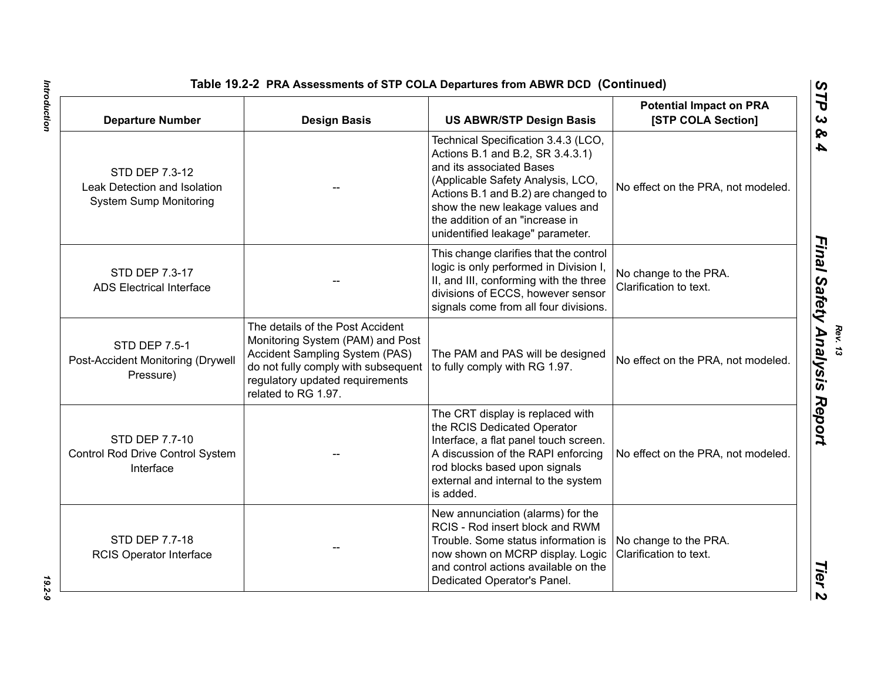**Table 19.2-2 PRA Assessments of STP COLA Departures from ABWR DCD (Continued)**

| Departure Number | Design Basis | US ABWR/STP Design Basis | Potential Impact on PRA [STP COLA Section] |
|---|---|---|---|
| STD DEP 7.3-12 Leak Detection and Isolation System Sump Monitoring | -- | Technical Specification 3.4.3 (LCO, Actions B.1 and B.2, SR 3.4.3.1) and its associated Bases (Applicable Safety Analysis, LCO, Actions B.1 and B.2) are changed to show the new leakage values and the addition of an "increase in unidentified leakage" parameter. | No effect on the PRA, not modeled. |
| STD DEP 7.3-17 ADS Electrical Interface | -- | This change clarifies that the control logic is only performed in Division I, II, and III, conforming with the three divisions of ECCS, however sensor signals come from all four divisions. | No change to the PRA. Clarification to text. |
| STD DEP 7.5-1 Post-Accident Monitoring (Drywell Pressure) | The details of the Post Accident Monitoring System (PAM) and Post Accident Sampling System (PAS) do not fully comply with subsequent regulatory updated requirements related to RG 1.97. | The PAM and PAS will be designed to fully comply with RG 1.97. | No effect on the PRA, not modeled. |
| STD DEP 7.7-10 Control Rod Drive Control System Interface | -- | The CRT display is replaced with the RCIS Dedicated Operator Interface, a flat panel touch screen. A discussion of the RAPI enforcing rod blocks based upon signals external and internal to the system is added. | No effect on the PRA, not modeled. |
| STD DEP 7.7-18 RCIS Operator Interface | -- | New annunciation (alarms) for the RCIS - Rod insert block and RWM Trouble. Some status information is now shown on MCRP display. Logic and control actions available on the Dedicated Operator's Panel. | No change to the PRA. Clarification to text. |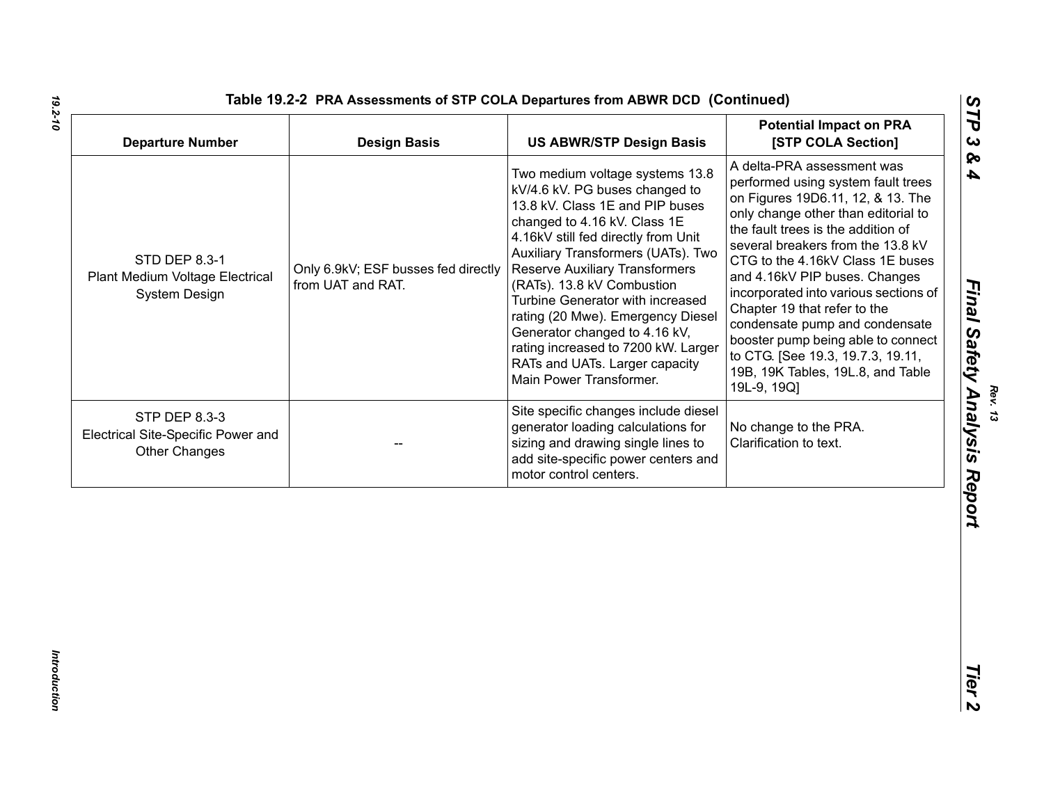**Table 19.2-2 PRA Assessments of STP COLA Departures from ABWR DCD (Continued)**

| Departure Number | Design Basis | US ABWR/STP Design Basis | Potential Impact on PRA [STP COLA Section] |
|---|---|---|---|
| STD DEP 8.3-1 Plant Medium Voltage Electrical System Design | Only 6.9kV; ESF busses fed directly from UAT and RAT. | Two medium voltage systems 13.8 kV/4.6 kV. PG buses changed to 13.8 kV. Class 1E and PIP buses changed to 4.16 kV. Class 1E 4.16kV still fed directly from Unit Auxiliary Transformers (UATs). Two Reserve Auxiliary Transformers (RATs). 13.8 kV Combustion Turbine Generator with increased rating (20 Mwe). Emergency Diesel Generator changed to 4.16 kV, rating increased to 7200 kW. Larger RATs and UATs. Larger capacity Main Power Transformer. | A delta-PRA assessment was performed using system fault trees on Figures 19D6.11, 12, & 13. The only change other than editorial to the fault trees is the addition of several breakers from the 13.8 kV CTG to the 4.16kV Class 1E buses and 4.16kV PIP buses. Changes incorporated into various sections of Chapter 19 that refer to the condensate pump and condensate booster pump being able to connect to CTG. [See 19.3, 19.7.3, 19.11, 19B, 19K Tables, 19L.8, and Table 19L-9, 19Q] |
| STP DEP 8.3-3 Electrical Site-Specific Power and Other Changes | -- | Site specific changes include diesel generator loading calculations for sizing and drawing single lines to add site-specific power centers and motor control centers. | No change to the PRA. Clarification to text. |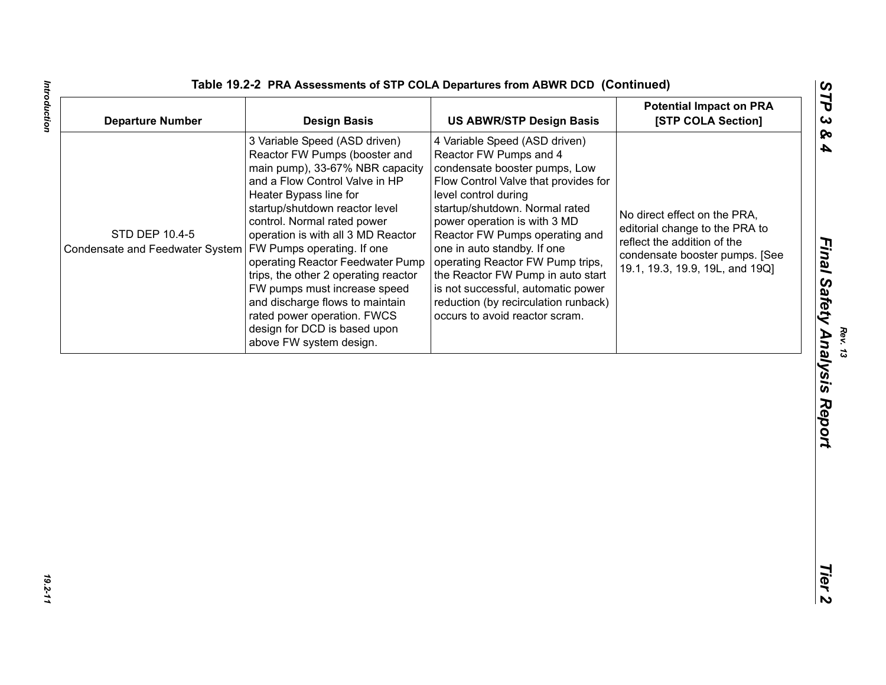## Table 19.2-2 PRA Assessments of STP COLA Departures from ABWR DCD (Continued)

| Departure Number | Design Basis | US ABWR/STP Design Basis | Potential Impact on PRA [STP COLA Section] |
|---|---|---|---|
| STD DEP 10.4-5 Condensate and Feedwater System | 3 Variable Speed (ASD driven) Reactor FW Pumps (booster and main pump), 33-67% NBR capacity and a Flow Control Valve in HP Heater Bypass line for startup/shutdown reactor level control. Normal rated power operation is with all 3 MD Reactor FW Pumps operating. If one operating Reactor Feedwater Pump trips, the other 2 operating reactor FW pumps must increase speed and discharge flows to maintain rated power operation. FWCS design for DCD is based upon above FW system design. | 4 Variable Speed (ASD driven) Reactor FW Pumps and 4 condensate booster pumps, Low Flow Control Valve that provides for level control during startup/shutdown. Normal rated power operation is with 3 MD Reactor FW Pumps operating and one in auto standby. If one operating Reactor FW Pump trips, the Reactor FW Pump in auto start is not successful, automatic power reduction (by recirculation runback) occurs to avoid reactor scram. | No direct effect on the PRA, editorial change to the PRA to reflect the addition of the condensate booster pumps. [See 19.1, 19.3, 19.9, 19L, and 19Q] |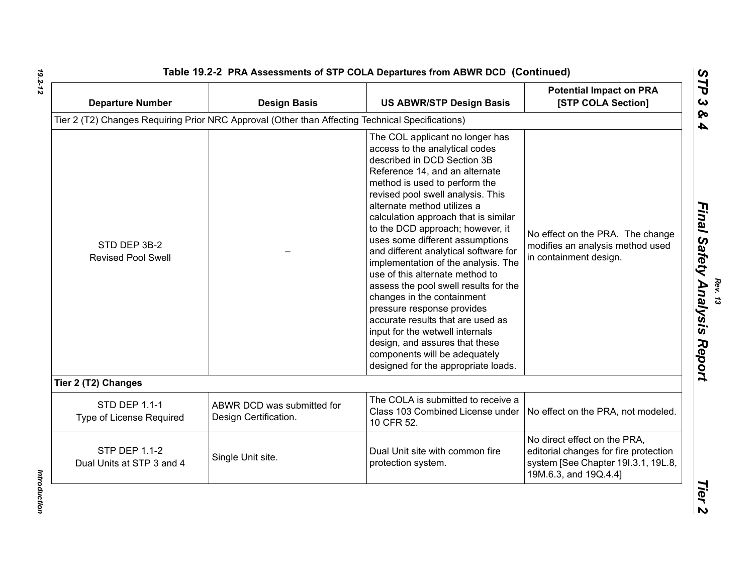**Table 19.2-2 PRA Assessments of STP COLA Departures from ABWR DCD (Continued)**

| Departure Number | Design Basis | US ABWR/STP Design Basis | Potential Impact on PRA [STP COLA Section] |
|---|---|---|---|
| Tier 2 (T2) Changes Requiring Prior NRC Approval (Other than Affecting Technical Specifications) | | | |
| STD DEP 3B-2 Revised Pool Swell | – | The COL applicant no longer has access to the analytical codes described in DCD Section 3B Reference 14, and an alternate method is used to perform the revised pool swell analysis. This alternate method utilizes a calculation approach that is similar to the DCD approach; however, it uses some different assumptions and different analytical software for implementation of the analysis. The use of this alternate method to assess the pool swell results for the changes in the containment pressure response provides accurate results that are used as input for the wetwell internals design, and assures that these components will be adequately designed for the appropriate loads. | No effect on the PRA. The change modifies an analysis method used in containment design. |
| **Tier 2 (T2) Changes** | | | |
| STD DEP 1.1-1 Type of License Required | ABWR DCD was submitted for Design Certification. | The COLA is submitted to receive a Class 103 Combined License under 10 CFR 52. | No effect on the PRA, not modeled. |
| STP DEP 1.1-2 Dual Units at STP 3 and 4 | Single Unit site. | Dual Unit site with common fire protection system. | No direct effect on the PRA, editorial changes for fire protection system [See Chapter 19I.3.1, 19L.8, 19M.6.3, and 19Q.4.4] |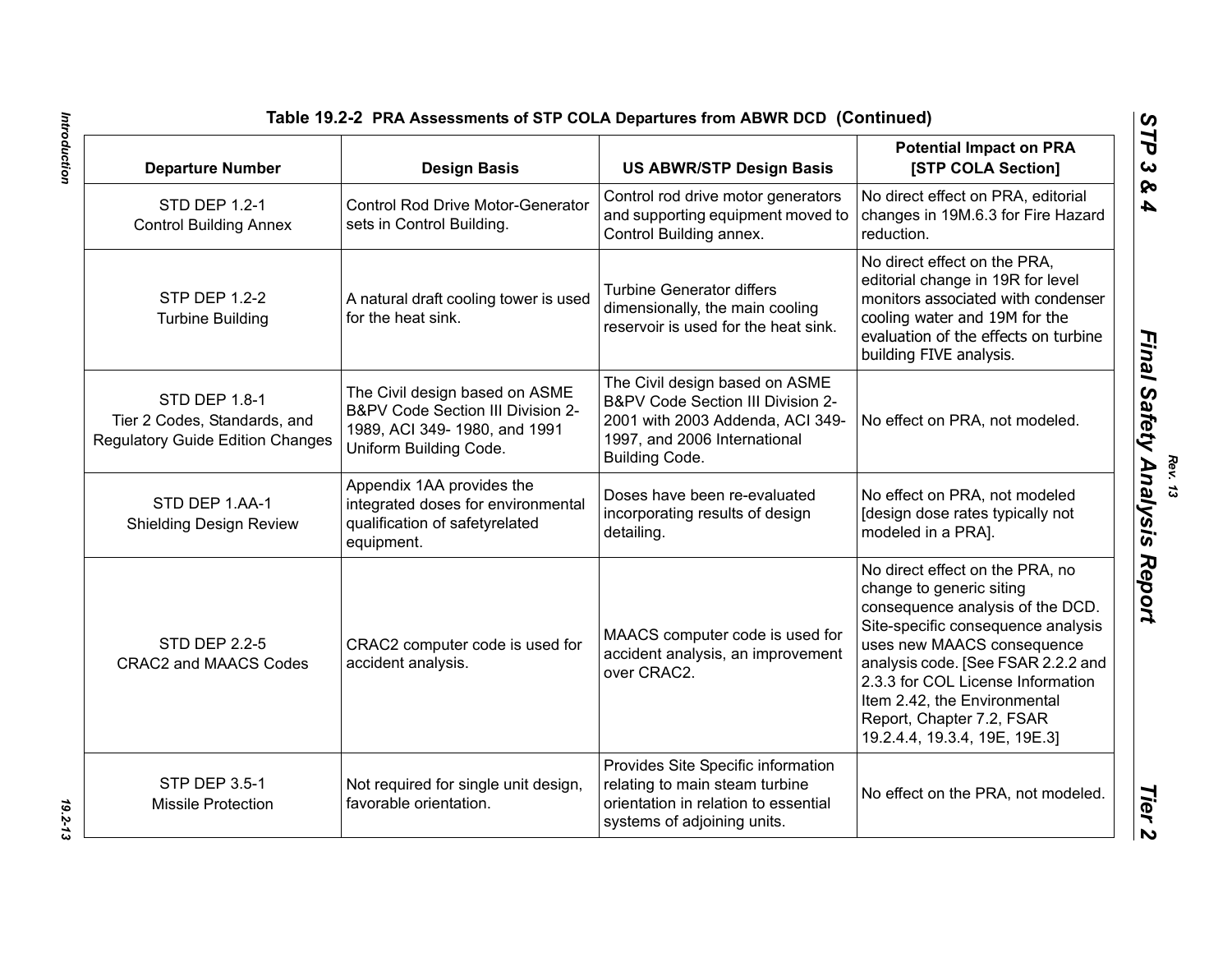**Table 19.2-2 PRA Assessments of STP COLA Departures from ABWR DCD (Continued)**

| Departure Number | Design Basis | US ABWR/STP Design Basis | Potential Impact on PRA [STP COLA Section] |
|---|---|---|---|
| STD DEP 1.2-1 Control Building Annex | Control Rod Drive Motor-Generator sets in Control Building. | Control rod drive motor generators and supporting equipment moved to Control Building annex. | No direct effect on PRA, editorial changes in 19M.6.3 for Fire Hazard reduction. |
| STP DEP 1.2-2 Turbine Building | A natural draft cooling tower is used for the heat sink. | Turbine Generator differs dimensionally, the main cooling reservoir is used for the heat sink. | No direct effect on the PRA, editorial change in 19R for level monitors associated with condenser cooling water and 19M for the evaluation of the effects on turbine building FIVE analysis. |
| STD DEP 1.8-1 Tier 2 Codes, Standards, and Regulatory Guide Edition Changes | The Civil design based on ASME B&PV Code Section III Division 2-1989, ACI 349- 1980, and 1991 Uniform Building Code. | The Civil design based on ASME B&PV Code Section III Division 2-2001 with 2003 Addenda, ACI 349-1997, and 2006 International Building Code. | No effect on PRA, not modeled. |
| STD DEP 1.AA-1 Shielding Design Review | Appendix 1AA provides the integrated doses for environmental qualification of safetyrelated equipment. | Doses have been re-evaluated incorporating results of design detailing. | No effect on PRA, not modeled [design dose rates typically not modeled in a PRA]. |
| STD DEP 2.2-5 CRAC2 and MAACS Codes | CRAC2 computer code is used for accident analysis. | MAACS computer code is used for accident analysis, an improvement over CRAC2. | No direct effect on the PRA, no change to generic siting consequence analysis of the DCD. Site-specific consequence analysis uses new MAACS consequence analysis code. [See FSAR 2.2.2 and 2.3.3 for COL License Information Item 2.42, the Environmental Report, Chapter 7.2, FSAR 19.2.4.4, 19.3.4, 19E, 19E.3] |
| STP DEP 3.5-1 Missile Protection | Not required for single unit design, favorable orientation. | Provides Site Specific information relating to main steam turbine orientation in relation to essential systems of adjoining units. | No effect on the PRA, not modeled. |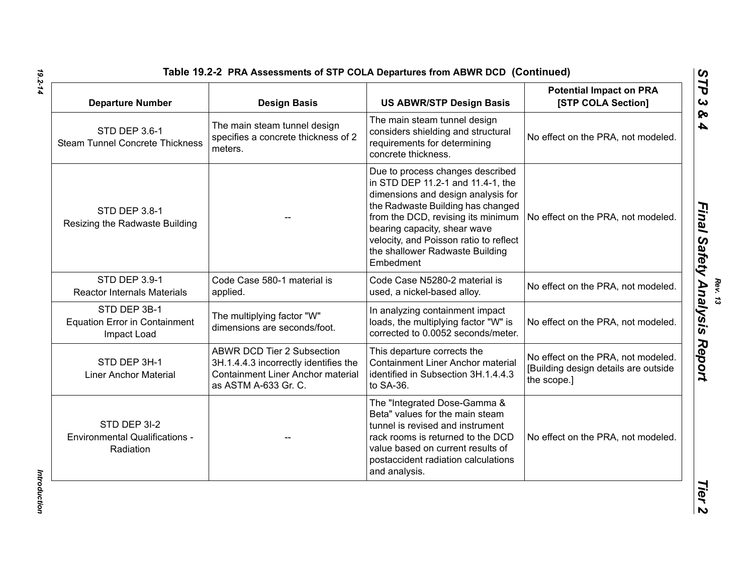## Table 19.2-2 PRA Assessments of STP COLA Departures from ABWR DCD (Continued)

| Departure Number | Design Basis | US ABWR/STP Design Basis | Potential Impact on PRA [STP COLA Section] |
|---|---|---|---|
| STD DEP 3.6-1 Steam Tunnel Concrete Thickness | The main steam tunnel design specifies a concrete thickness of 2 meters. | The main steam tunnel design considers shielding and structural requirements for determining concrete thickness. | No effect on the PRA, not modeled. |
| STD DEP 3.8-1 Resizing the Radwaste Building | -- | Due to process changes described in STD DEP 11.2-1 and 11.4-1, the dimensions and design analysis for the Radwaste Building has changed from the DCD, revising its minimum bearing capacity, shear wave velocity, and Poisson ratio to reflect the shallower Radwaste Building Embedment | No effect on the PRA, not modeled. |
| STD DEP 3.9-1 Reactor Internals Materials | Code Case 580-1 material is applied. | Code Case N5280-2 material is used, a nickel-based alloy. | No effect on the PRA, not modeled. |
| STD DEP 3B-1 Equation Error in Containment Impact Load | The multiplying factor "W" dimensions are seconds/foot. | In analyzing containment impact loads, the multiplying factor "W" is corrected to 0.0052 seconds/meter. | No effect on the PRA, not modeled. |
| STD DEP 3H-1 Liner Anchor Material | ABWR DCD Tier 2 Subsection 3H.1.4.4.3 incorrectly identifies the Containment Liner Anchor material as ASTM A-633 Gr. C. | This departure corrects the Containment Liner Anchor material identified in Subsection 3H.1.4.4.3 to SA-36. | No effect on the PRA, not modeled. [Building design details are outside the scope.] |
| STD DEP 3I-2 Environmental Qualifications - Radiation | -- | The "Integrated Dose-Gamma & Beta" values for the main steam tunnel is revised and instrument rack rooms is returned to the DCD value based on current results of postaccident radiation calculations and analysis. | No effect on the PRA, not modeled. |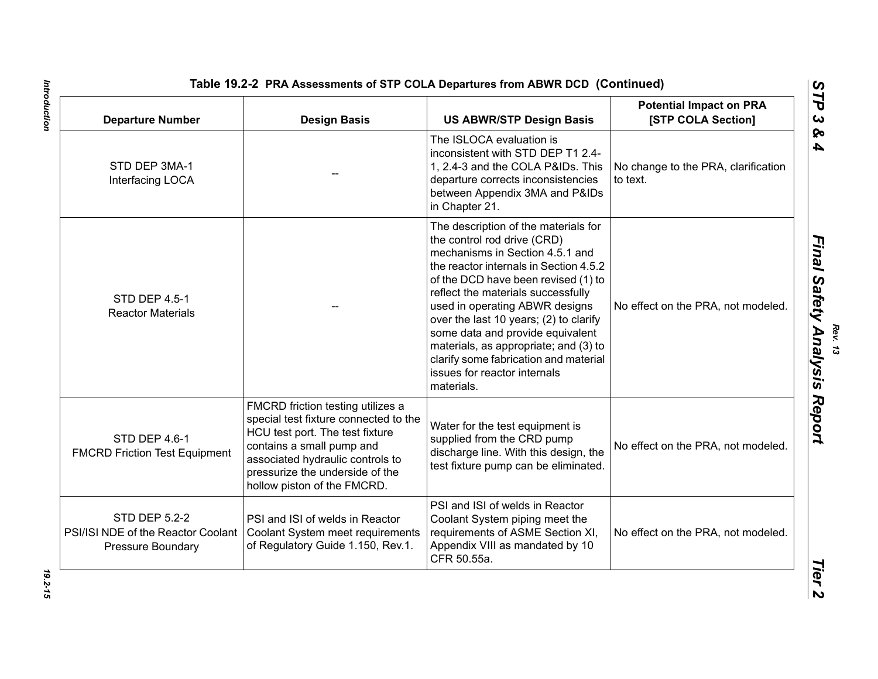**Table 19.2-2 PRA Assessments of STP COLA Departures from ABWR DCD (Continued)**

| Departure Number | Design Basis | US ABWR/STP Design Basis | Potential Impact on PRA [STP COLA Section] |
|---|---|---|---|
| STD DEP 3MA-1 Interfacing LOCA | -- | The ISLOCA evaluation is inconsistent with STD DEP T1 2.4-1, 2.4-3 and the COLA P&IDs. This departure corrects inconsistencies between Appendix 3MA and P&IDs in Chapter 21. | No change to the PRA, clarification to text. |
| STD DEP 4.5-1 Reactor Materials | -- | The description of the materials for the control rod drive (CRD) mechanisms in Section 4.5.1 and the reactor internals in Section 4.5.2 of the DCD have been revised (1) to reflect the materials successfully used in operating ABWR designs over the last 10 years; (2) to clarify some data and provide equivalent materials, as appropriate; and (3) to clarify some fabrication and material issues for reactor internals materials. | No effect on the PRA, not modeled. |
| STD DEP 4.6-1 FMCRD Friction Test Equipment | FMCRD friction testing utilizes a special test fixture connected to the HCU test port. The test fixture contains a small pump and associated hydraulic controls to pressurize the underside of the hollow piston of the FMCRD. | Water for the test equipment is supplied from the CRD pump discharge line. With this design, the test fixture pump can be eliminated. | No effect on the PRA, not modeled. |
| STD DEP 5.2-2 PSI/ISI NDE of the Reactor Coolant Pressure Boundary | PSI and ISI of welds in Reactor Coolant System meet requirements of Regulatory Guide 1.150, Rev.1. | PSI and ISI of welds in Reactor Coolant System piping meet the requirements of ASME Section XI, Appendix VIII as mandated by 10 CFR 50.55a. | No effect on the PRA, not modeled. |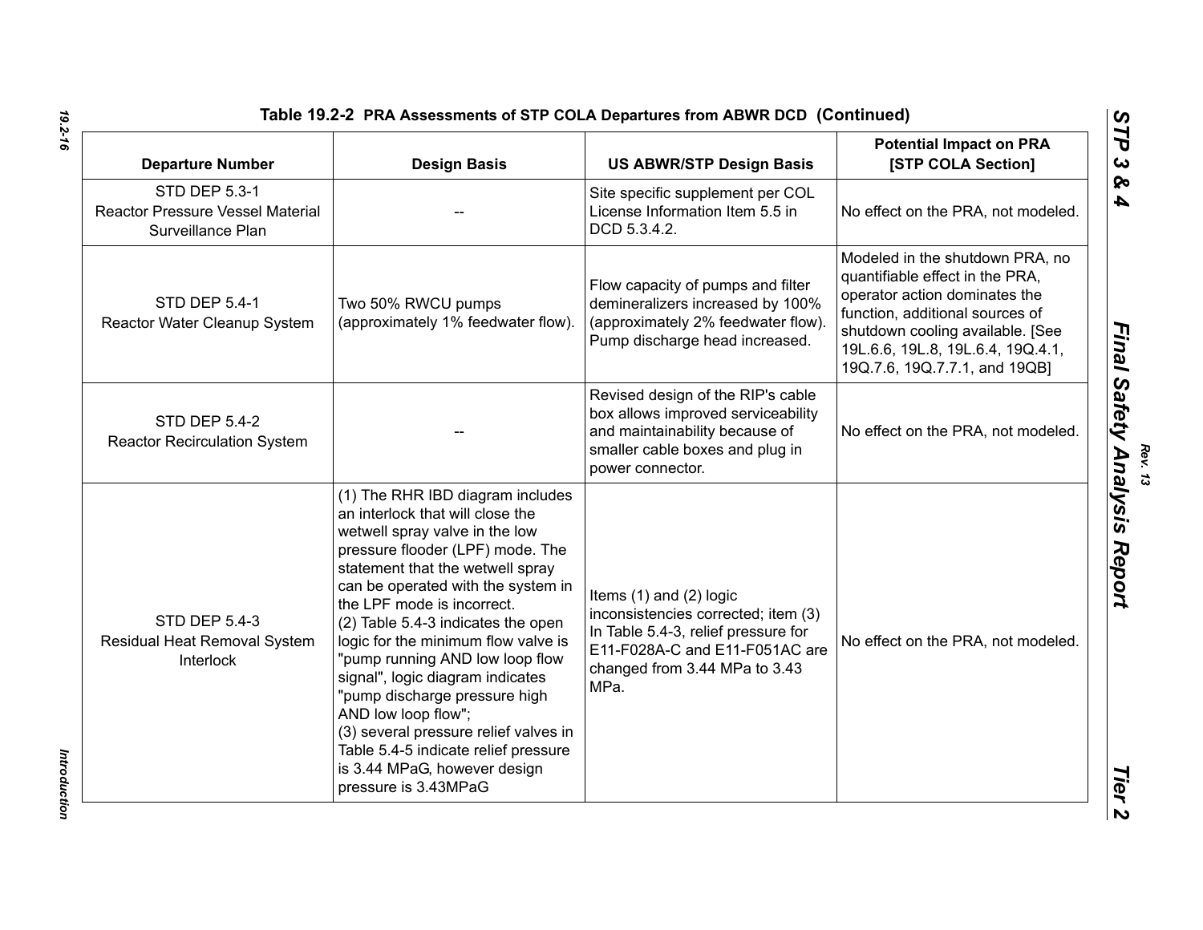**Table 19.2-2 PRA Assessments of STP COLA Departures from ABWR DCD (Continued)**

| Departure Number | Design Basis | US ABWR/STP Design Basis | Potential Impact on PRA [STP COLA Section] |
|---|---|---|---|
| STD DEP 5.3-1 Reactor Pressure Vessel Material Surveillance Plan | -- | Site specific supplement per COL License Information Item 5.5 in DCD 5.3.4.2. | No effect on the PRA, not modeled. |
| STD DEP 5.4-1 Reactor Water Cleanup System | Two 50% RWCU pumps (approximately 1% feedwater flow). | Flow capacity of pumps and filter demineralizers increased by 100% (approximately 2% feedwater flow). Pump discharge head increased. | Modeled in the shutdown PRA, no quantifiable effect in the PRA, operator action dominates the function, additional sources of shutdown cooling available. [See 19L.6.6, 19L.8, 19L.6.4, 19Q.4.1, 19Q.7.6, 19Q.7.7.1, and 19QB] |
| STD DEP 5.4-2 Reactor Recirculation System | -- | Revised design of the RIP's cable box allows improved serviceability and maintainability because of smaller cable boxes and plug in power connector. | No effect on the PRA, not modeled. |
| STD DEP 5.4-3 Residual Heat Removal System Interlock | (1) The RHR IBD diagram includes an interlock that will close the wetwell spray valve in the low pressure flooder (LPF) mode. The statement that the wetwell spray can be operated with the system in the LPF mode is incorrect. (2) Table 5.4-3 indicates the open logic for the minimum flow valve is "pump running AND low loop flow signal", logic diagram indicates "pump discharge pressure high AND low loop flow"; (3) several pressure relief valves in Table 5.4-5 indicate relief pressure is 3.44 MPaG, however design pressure is 3.43MPaG | Items (1) and (2) logic inconsistencies corrected; item (3) In Table 5.4-3, relief pressure for E11-F028A-C and E11-F051AC are changed from 3.44 MPa to 3.43 MPa. | No effect on the PRA, not modeled. |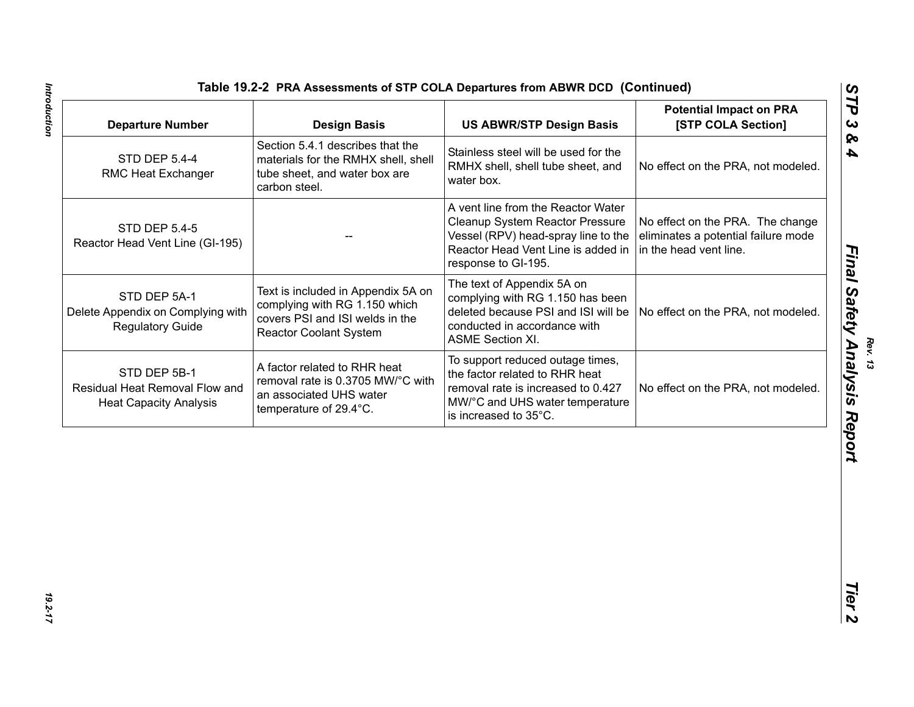**Table 19.2-2 PRA Assessments of STP COLA Departures from ABWR DCD (Continued)**

| Departure Number | Design Basis | US ABWR/STP Design Basis | Potential Impact on PRA [STP COLA Section] |
|---|---|---|---|
| STD DEP 5.4-4 RMC Heat Exchanger | Section 5.4.1 describes that the materials for the RMHX shell, shell tube sheet, and water box are carbon steel. | Stainless steel will be used for the RMHX shell, shell tube sheet, and water box. | No effect on the PRA, not modeled. |
| STD DEP 5.4-5 Reactor Head Vent Line (GI-195) | -- | A vent line from the Reactor Water Cleanup System Reactor Pressure Vessel (RPV) head-spray line to the Reactor Head Vent Line is added in response to GI-195. | No effect on the PRA. The change eliminates a potential failure mode in the head vent line. |
| STD DEP 5A-1 Delete Appendix on Complying with Regulatory Guide | Text is included in Appendix 5A on complying with RG 1.150 which covers PSI and ISI welds in the Reactor Coolant System | The text of Appendix 5A on complying with RG 1.150 has been deleted because PSI and ISI will be conducted in accordance with ASME Section XI. | No effect on the PRA, not modeled. |
| STD DEP 5B-1 Residual Heat Removal Flow and Heat Capacity Analysis | A factor related to RHR heat removal rate is 0.3705 MW/°C with an associated UHS water temperature of 29.4°C. | To support reduced outage times, the factor related to RHR heat removal rate is increased to 0.427 MW/°C and UHS water temperature is increased to 35°C. | No effect on the PRA, not modeled. |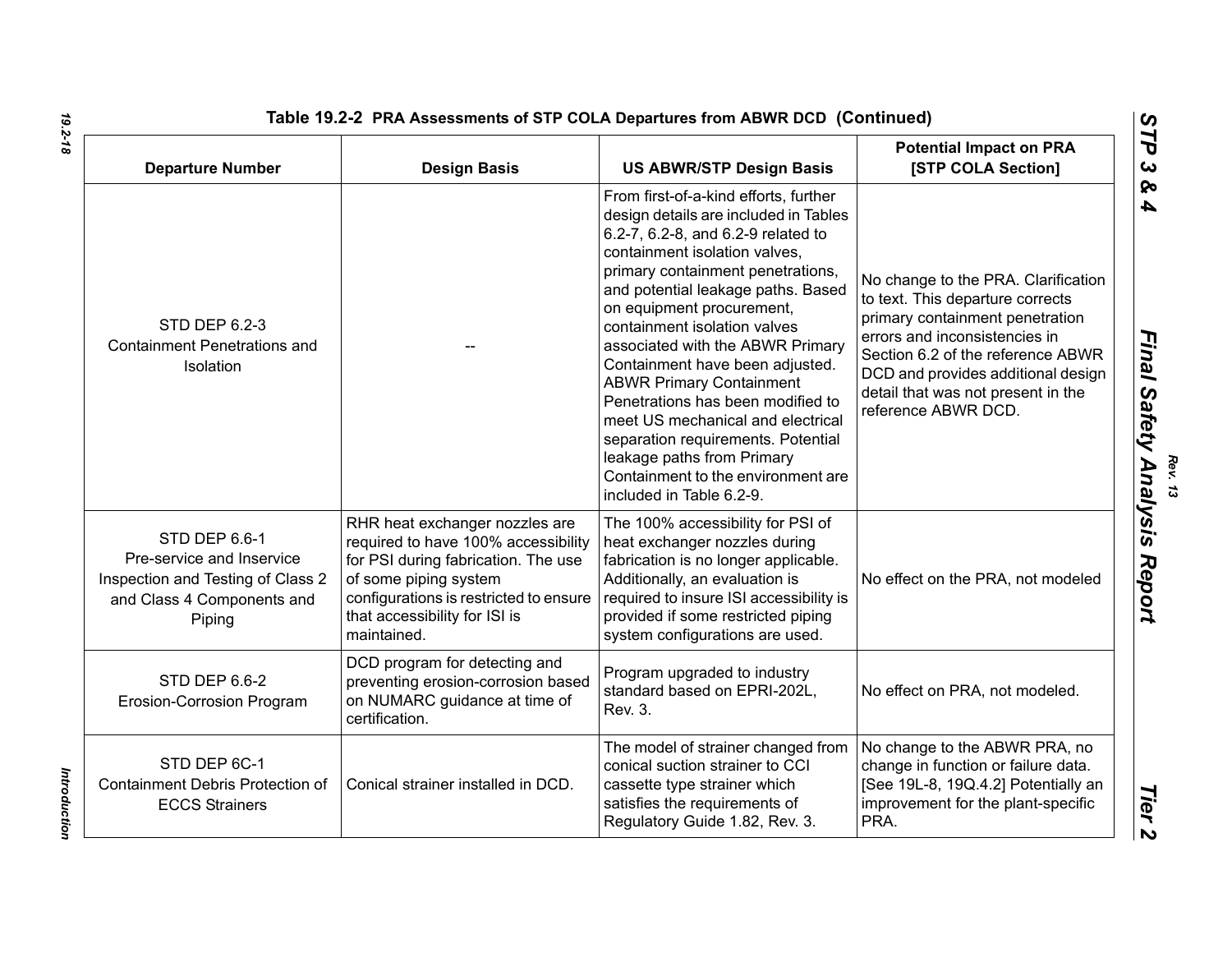**Table 19.2-2 PRA Assessments of STP COLA Departures from ABWR DCD (Continued)**

| Departure Number | Design Basis | US ABWR/STP Design Basis | Potential Impact on PRA [STP COLA Section] |
|---|---|---|---|
| STD DEP 6.2-3 Containment Penetrations and Isolation | -- | From first-of-a-kind efforts, further design details are included in Tables 6.2-7, 6.2-8, and 6.2-9 related to containment isolation valves, primary containment penetrations, and potential leakage paths. Based on equipment procurement, containment isolation valves associated with the ABWR Primary Containment have been adjusted. ABWR Primary Containment Penetrations has been modified to meet US mechanical and electrical separation requirements. Potential leakage paths from Primary Containment to the environment are included in Table 6.2-9. | No change to the PRA. Clarification to text. This departure corrects primary containment penetration errors and inconsistencies in Section 6.2 of the reference ABWR DCD and provides additional design detail that was not present in the reference ABWR DCD. |
| STD DEP 6.6-1 Pre-service and Inservice Inspection and Testing of Class 2 and Class 4 Components and Piping | RHR heat exchanger nozzles are required to have 100% accessibility for PSI during fabrication. The use of some piping system configurations is restricted to ensure that accessibility for ISI is maintained. | The 100% accessibility for PSI of heat exchanger nozzles during fabrication is no longer applicable. Additionally, an evaluation is required to insure ISI accessibility is provided if some restricted piping system configurations are used. | No effect on the PRA, not modeled |
| STD DEP 6.6-2 Erosion-Corrosion Program | DCD program for detecting and preventing erosion-corrosion based on NUMARC guidance at time of certification. | Program upgraded to industry standard based on EPRI-202L, Rev. 3. | No effect on PRA, not modeled. |
| STD DEP 6C-1 Containment Debris Protection of ECCS Strainers | Conical strainer installed in DCD. | The model of strainer changed from conical suction strainer to CCI cassette type strainer which satisfies the requirements of Regulatory Guide 1.82, Rev. 3. | No change to the ABWR PRA, no change in function or failure data. [See 19L-8, 19Q.4.2] Potentially an improvement for the plant-specific PRA. |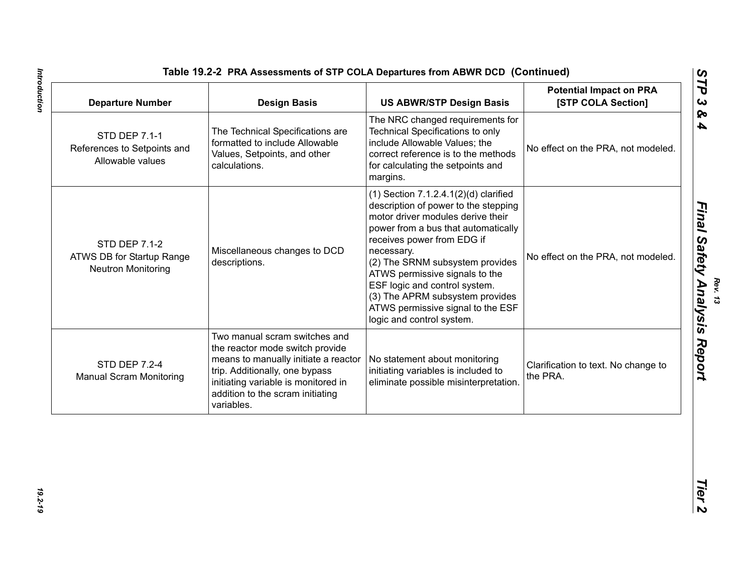## Table 19.2-2 PRA Assessments of STP COLA Departures from ABWR DCD (Continued)

| Departure Number | Design Basis | US ABWR/STP Design Basis | Potential Impact on PRA [STP COLA Section] |
|---|---|---|---|
| STD DEP 7.1-1 References to Setpoints and Allowable values | The Technical Specifications are formatted to include Allowable Values, Setpoints, and other calculations. | The NRC changed requirements for Technical Specifications to only include Allowable Values; the correct reference is to the methods for calculating the setpoints and margins. | No effect on the PRA, not modeled. |
| STD DEP 7.1-2 ATWS DB for Startup Range Neutron Monitoring | Miscellaneous changes to DCD descriptions. | (1) Section 7.1.2.4.1(2)(d) clarified description of power to the stepping motor driver modules derive their power from a bus that automatically receives power from EDG if necessary.<br>(2) The SRNM subsystem provides ATWS permissive signals to the ESF logic and control system.<br>(3) The APRM subsystem provides ATWS permissive signal to the ESF logic and control system. | No effect on the PRA, not modeled. |
| STD DEP 7.2-4 Manual Scram Monitoring | Two manual scram switches and the reactor mode switch provide means to manually initiate a reactor trip. Additionally, one bypass initiating variable is monitored in addition to the scram initiating variables. | No statement about monitoring initiating variables is included to eliminate possible misinterpretation. | Clarification to text. No change to the PRA. |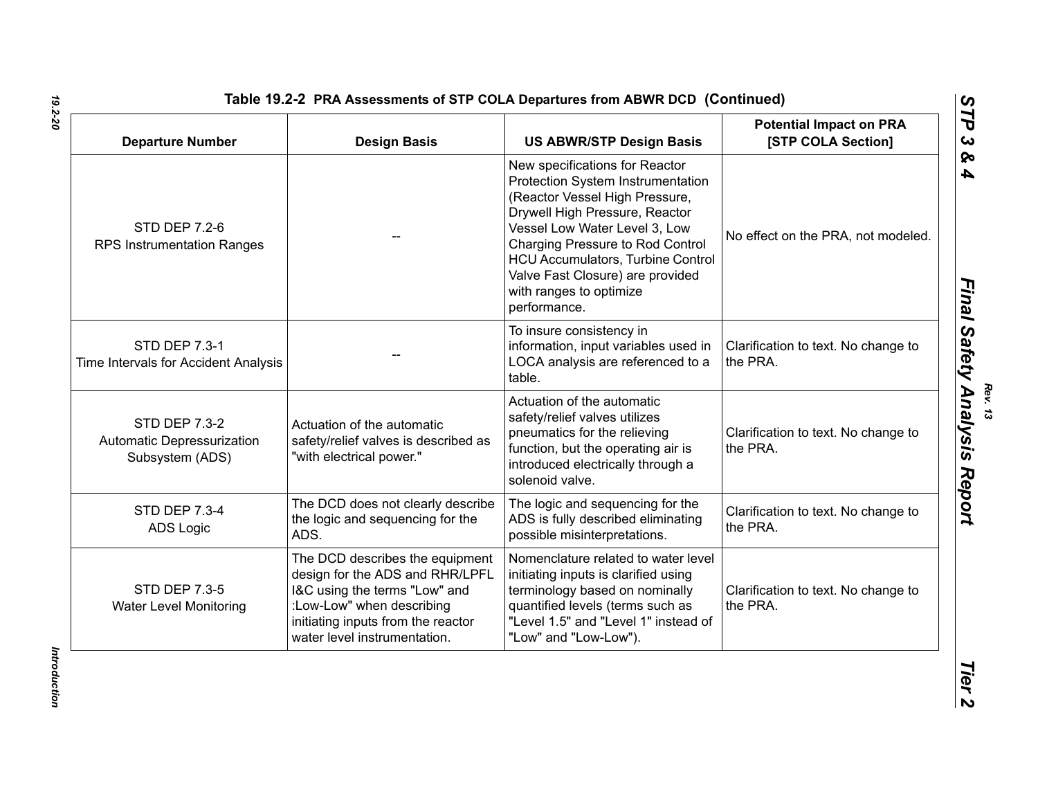## Table 19.2-2 PRA Assessments of STP COLA Departures from ABWR DCD (Continued)

| Departure Number | Design Basis | US ABWR/STP Design Basis | Potential Impact on PRA [STP COLA Section] |
|---|---|---|---|
| STD DEP 7.2-6 RPS Instrumentation Ranges | -- | New specifications for Reactor Protection System Instrumentation (Reactor Vessel High Pressure, Drywell High Pressure, Reactor Vessel Low Water Level 3, Low Charging Pressure to Rod Control HCU Accumulators, Turbine Control Valve Fast Closure) are provided with ranges to optimize performance. | No effect on the PRA, not modeled. |
| STD DEP 7.3-1 Time Intervals for Accident Analysis | -- | To insure consistency in information, input variables used in LOCA analysis are referenced to a table. | Clarification to text. No change to the PRA. |
| STD DEP 7.3-2 Automatic Depressurization Subsystem (ADS) | Actuation of the automatic safety/relief valves is described as "with electrical power." | Actuation of the automatic safety/relief valves utilizes pneumatics for the relieving function, but the operating air is introduced electrically through a solenoid valve. | Clarification to text. No change to the PRA. |
| STD DEP 7.3-4 ADS Logic | The DCD does not clearly describe the logic and sequencing for the ADS. | The logic and sequencing for the ADS is fully described eliminating possible misinterpretations. | Clarification to text. No change to the PRA. |
| STD DEP 7.3-5 Water Level Monitoring | The DCD describes the equipment design for the ADS and RHR/LPFL I&C using the terms "Low" and :Low-Low" when describing initiating inputs from the reactor water level instrumentation. | Nomenclature related to water level initiating inputs is clarified using terminology based on nominally quantified levels (terms such as "Level 1.5" and "Level 1" instead of "Low" and "Low-Low"). | Clarification to text. No change to the PRA. |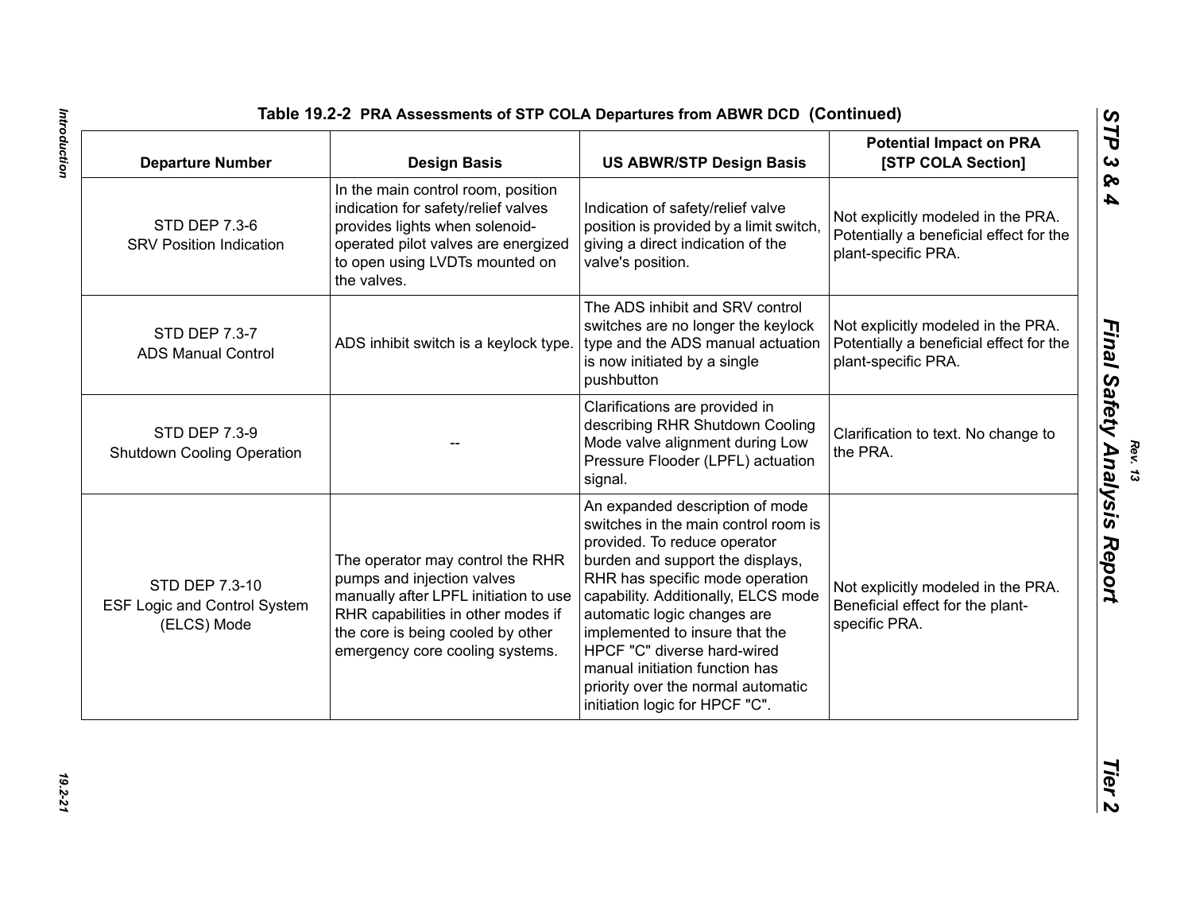## Table 19.2-2 PRA Assessments of STP COLA Departures from ABWR DCD (Continued)

| Departure Number | Design Basis | US ABWR/STP Design Basis | Potential Impact on PRA [STP COLA Section] |
|---|---|---|---|
| STD DEP 7.3-6 SRV Position Indication | In the main control room, position indication for safety/relief valves provides lights when solenoid-operated pilot valves are energized to open using LVDTs mounted on the valves. | Indication of safety/relief valve position is provided by a limit switch, giving a direct indication of the valve's position. | Not explicitly modeled in the PRA. Potentially a beneficial effect for the plant-specific PRA. |
| STD DEP 7.3-7 ADS Manual Control | ADS inhibit switch is a keylock type. | The ADS inhibit and SRV control switches are no longer the keylock type and the ADS manual actuation is now initiated by a single pushbutton | Not explicitly modeled in the PRA. Potentially a beneficial effect for the plant-specific PRA. |
| STD DEP 7.3-9 Shutdown Cooling Operation | -- | Clarifications are provided in describing RHR Shutdown Cooling Mode valve alignment during Low Pressure Flooder (LPFL) actuation signal. | Clarification to text. No change to the PRA. |
| STD DEP 7.3-10 ESF Logic and Control System (ELCS) Mode | The operator may control the RHR pumps and injection valves manually after LPFL initiation to use RHR capabilities in other modes if the core is being cooled by other emergency core cooling systems. | An expanded description of mode switches in the main control room is provided. To reduce operator burden and support the displays, RHR has specific mode operation capability. Additionally, ELCS mode automatic logic changes are implemented to insure that the HPCF "C" diverse hard-wired manual initiation function has priority over the normal automatic initiation logic for HPCF "C". | Not explicitly modeled in the PRA. Beneficial effect for the plant-specific PRA. |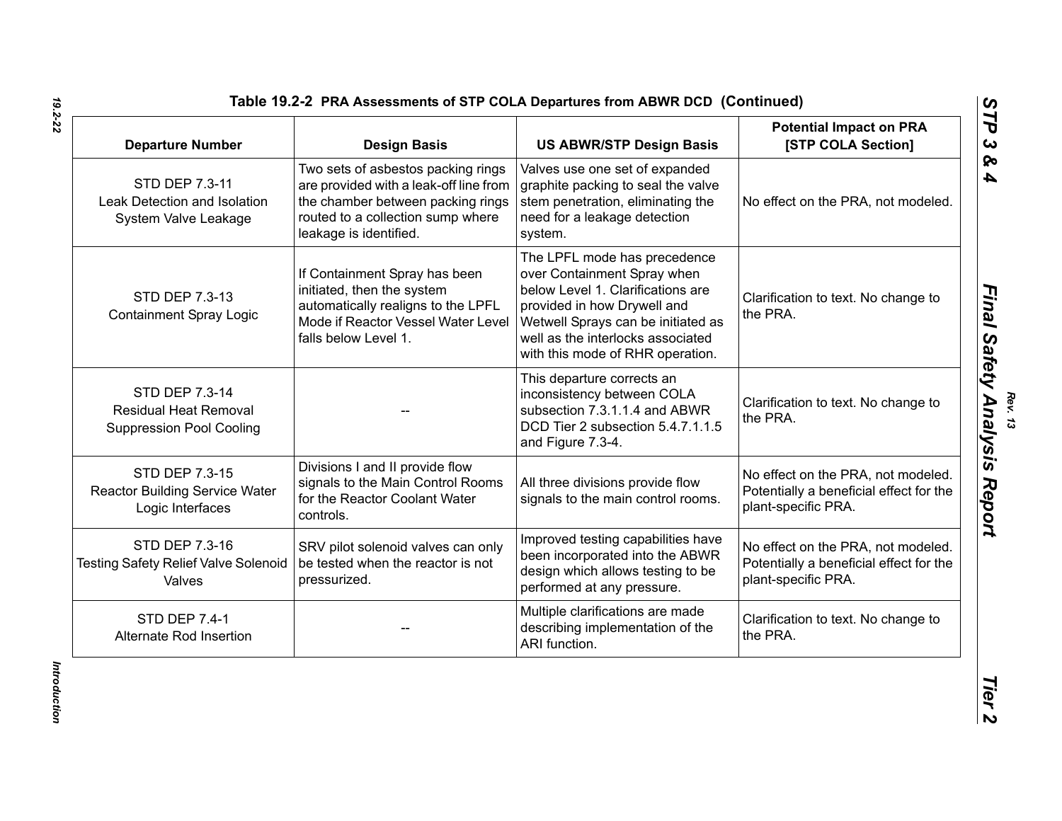**Table 19.2-2 PRA Assessments of STP COLA Departures from ABWR DCD (Continued)**

| Departure Number | Design Basis | US ABWR/STP Design Basis | Potential Impact on PRA [STP COLA Section] |
|---|---|---|---|
| STD DEP 7.3-11 Leak Detection and Isolation System Valve Leakage | Two sets of asbestos packing rings are provided with a leak-off line from the chamber between packing rings routed to a collection sump where leakage is identified. | Valves use one set of expanded graphite packing to seal the valve stem penetration, eliminating the need for a leakage detection system. | No effect on the PRA, not modeled. |
| STD DEP 7.3-13 Containment Spray Logic | If Containment Spray has been initiated, then the system automatically realigns to the LPFL Mode if Reactor Vessel Water Level falls below Level 1. | The LPFL mode has precedence over Containment Spray when below Level 1. Clarifications are provided in how Drywell and Wetwell Sprays can be initiated as well as the interlocks associated with this mode of RHR operation. | Clarification to text. No change to the PRA. |
| STD DEP 7.3-14 Residual Heat Removal Suppression Pool Cooling | -- | This departure corrects an inconsistency between COLA subsection 7.3.1.1.4 and ABWR DCD Tier 2 subsection 5.4.7.1.1.5 and Figure 7.3-4. | Clarification to text. No change to the PRA. |
| STD DEP 7.3-15 Reactor Building Service Water Logic Interfaces | Divisions I and II provide flow signals to the Main Control Rooms for the Reactor Coolant Water controls. | All three divisions provide flow signals to the main control rooms. | No effect on the PRA, not modeled. Potentially a beneficial effect for the plant-specific PRA. |
| STD DEP 7.3-16 Testing Safety Relief Valve Solenoid Valves | SRV pilot solenoid valves can only be tested when the reactor is not pressurized. | Improved testing capabilities have been incorporated into the ABWR design which allows testing to be performed at any pressure. | No effect on the PRA, not modeled. Potentially a beneficial effect for the plant-specific PRA. |
| STD DEP 7.4-1 Alternate Rod Insertion | -- | Multiple clarifications are made describing implementation of the ARI function. | Clarification to text. No change to the PRA. |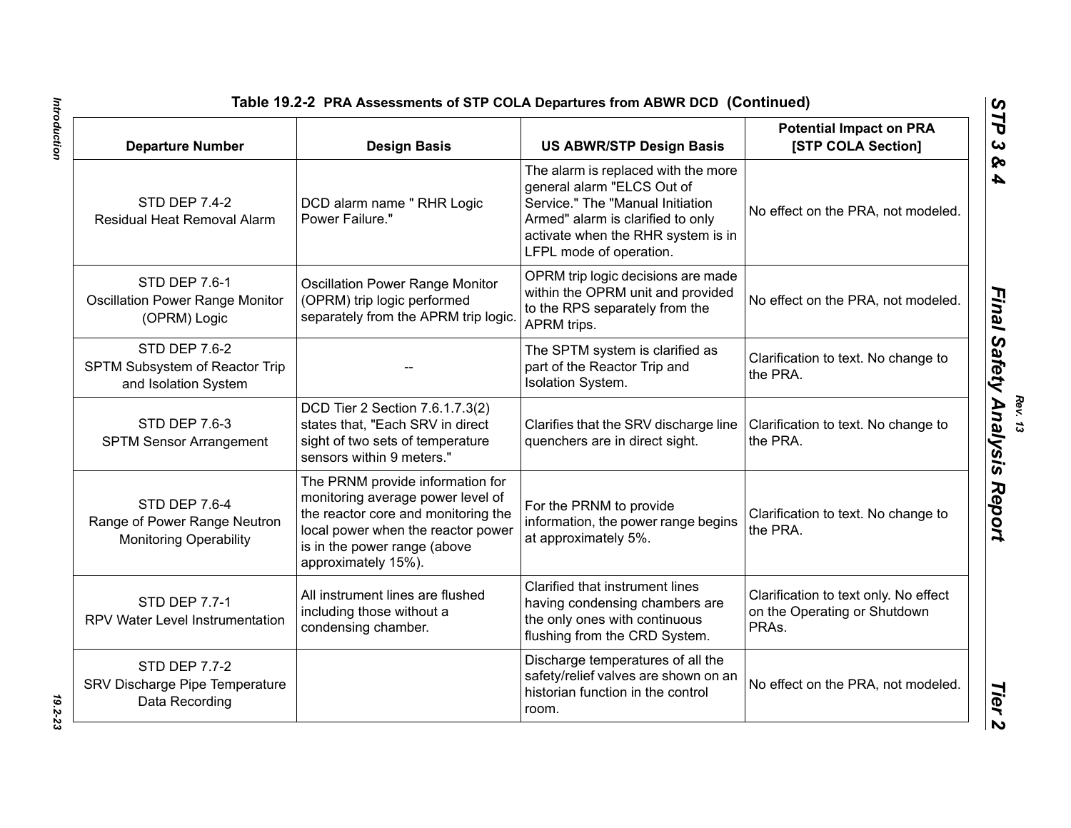### Table 19.2-2 PRA Assessments of STP COLA Departures from ABWR DCD (Continued)

| Departure Number | Design Basis | US ABWR/STP Design Basis | Potential Impact on PRA [STP COLA Section] |
|---|---|---|---|
| STD DEP 7.4-2 Residual Heat Removal Alarm | DCD alarm name " RHR Logic Power Failure." | The alarm is replaced with the more general alarm "ELCS Out of Service." The "Manual Initiation Armed" alarm is clarified to only activate when the RHR system is in LFPL mode of operation. | No effect on the PRA, not modeled. |
| STD DEP 7.6-1 Oscillation Power Range Monitor (OPRM) Logic | Oscillation Power Range Monitor (OPRM) trip logic performed separately from the APRM trip logic. | OPRM trip logic decisions are made within the OPRM unit and provided to the RPS separately from the APRM trips. | No effect on the PRA, not modeled. |
| STD DEP 7.6-2 SPTM Subsystem of Reactor Trip and Isolation System | -- | The SPTM system is clarified as part of the Reactor Trip and Isolation System. | Clarification to text. No change to the PRA. |
| STD DEP 7.6-3 SPTM Sensor Arrangement | DCD Tier 2 Section 7.6.1.7.3(2) states that, "Each SRV in direct sight of two sets of temperature sensors within 9 meters." | Clarifies that the SRV discharge line quenchers are in direct sight. | Clarification to text. No change to the PRA. |
| STD DEP 7.6-4 Range of Power Range Neutron Monitoring Operability | The PRNM provide information for monitoring average power level of the reactor core and monitoring the local power when the reactor power is in the power range (above approximately 15%). | For the PRNM to provide information, the power range begins at approximately 5%. | Clarification to text. No change to the PRA. |
| STD DEP 7.7-1 RPV Water Level Instrumentation | All instrument lines are flushed including those without a condensing chamber. | Clarified that instrument lines having condensing chambers are the only ones with continuous flushing from the CRD System. | Clarification to text only. No effect on the Operating or Shutdown PRAs. |
| STD DEP 7.7-2 SRV Discharge Pipe Temperature Data Recording | | Discharge temperatures of all the safety/relief valves are shown on an historian function in the control room. | No effect on the PRA, not modeled. |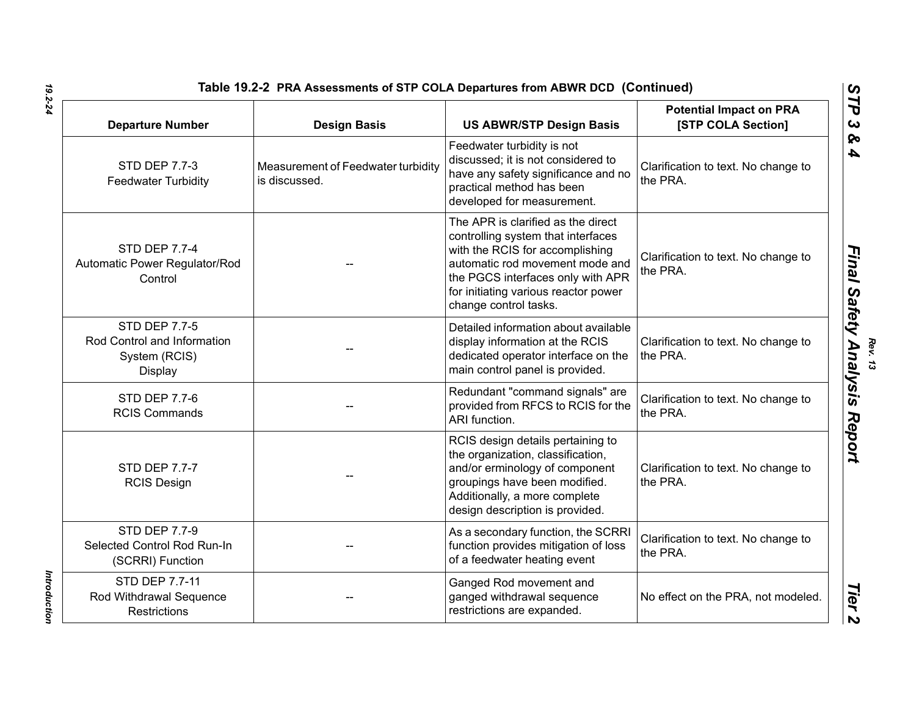**Table 19.2-2 PRA Assessments of STP COLA Departures from ABWR DCD (Continued)**

| Departure Number | Design Basis | US ABWR/STP Design Basis | Potential Impact on PRA [STP COLA Section] |
|---|---|---|---|
| STD DEP 7.7-3 Feedwater Turbidity | Measurement of Feedwater turbidity is discussed. | Feedwater turbidity is not discussed; it is not considered to have any safety significance and no practical method has been developed for measurement. | Clarification to text. No change to the PRA. |
| STD DEP 7.7-4 Automatic Power Regulator/Rod Control | -- | The APR is clarified as the direct controlling system that interfaces with the RCIS for accomplishing automatic rod movement mode and the PGCS interfaces only with APR for initiating various reactor power change control tasks. | Clarification to text. No change to the PRA. |
| STD DEP 7.7-5 Rod Control and Information System (RCIS) Display | -- | Detailed information about available display information at the RCIS dedicated operator interface on the main control panel is provided. | Clarification to text. No change to the PRA. |
| STD DEP 7.7-6 RCIS Commands | -- | Redundant "command signals" are provided from RFCS to RCIS for the ARI function. | Clarification to text. No change to the PRA. |
| STD DEP 7.7-7 RCIS Design | -- | RCIS design details pertaining to the organization, classification, and/or erminology of component groupings have been modified. Additionally, a more complete design description is provided. | Clarification to text. No change to the PRA. |
| STD DEP 7.7-9 Selected Control Rod Run-In (SCRRI) Function | -- | As a secondary function, the SCRRI function provides mitigation of loss of a feedwater heating event | Clarification to text. No change to the PRA. |
| STD DEP 7.7-11 Rod Withdrawal Sequence Restrictions | -- | Ganged Rod movement and ganged withdrawal sequence restrictions are expanded. | No effect on the PRA, not modeled. |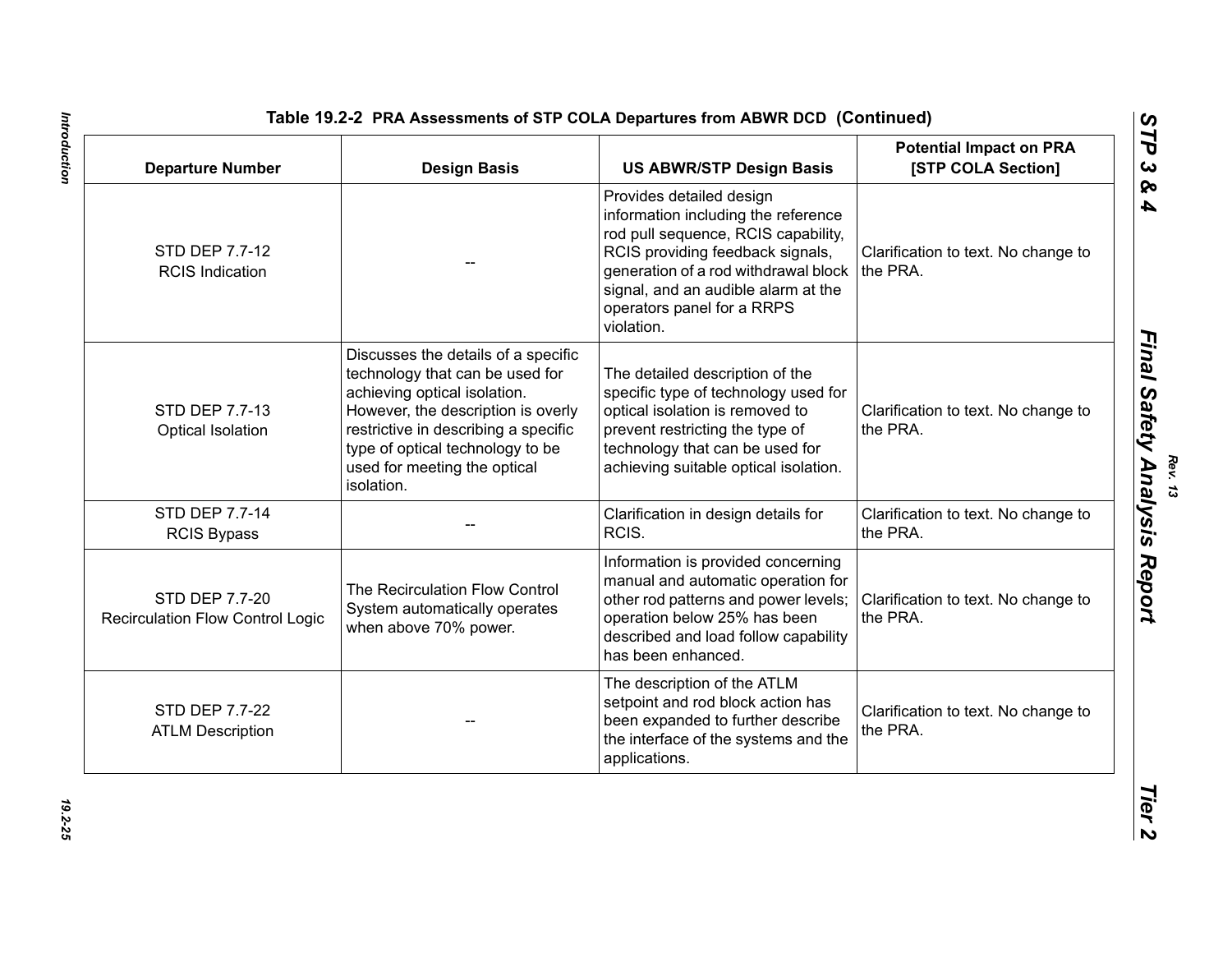## Table 19.2-2 PRA Assessments of STP COLA Departures from ABWR DCD (Continued)

| Departure Number | Design Basis | US ABWR/STP Design Basis | Potential Impact on PRA [STP COLA Section] |
|---|---|---|---|
| STD DEP 7.7-12 RCIS Indication | -- | Provides detailed design information including the reference rod pull sequence, RCIS capability, RCIS providing feedback signals, generation of a rod withdrawal block signal, and an audible alarm at the operators panel for a RRPS violation. | Clarification to text. No change to the PRA. |
| STD DEP 7.7-13 Optical Isolation | Discusses the details of a specific technology that can be used for achieving optical isolation. However, the description is overly restrictive in describing a specific type of optical technology to be used for meeting the optical isolation. | The detailed description of the specific type of technology used for optical isolation is removed to prevent restricting the type of technology that can be used for achieving suitable optical isolation. | Clarification to text. No change to the PRA. |
| STD DEP 7.7-14 RCIS Bypass | -- | Clarification in design details for RCIS. | Clarification to text. No change to the PRA. |
| STD DEP 7.7-20 Recirculation Flow Control Logic | The Recirculation Flow Control System automatically operates when above 70% power. | Information is provided concerning manual and automatic operation for other rod patterns and power levels; operation below 25% has been described and load follow capability has been enhanced. | Clarification to text. No change to the PRA. |
| STD DEP 7.7-22 ATLM Description | -- | The description of the ATLM setpoint and rod block action has been expanded to further describe the interface of the systems and the applications. | Clarification to text. No change to the PRA. |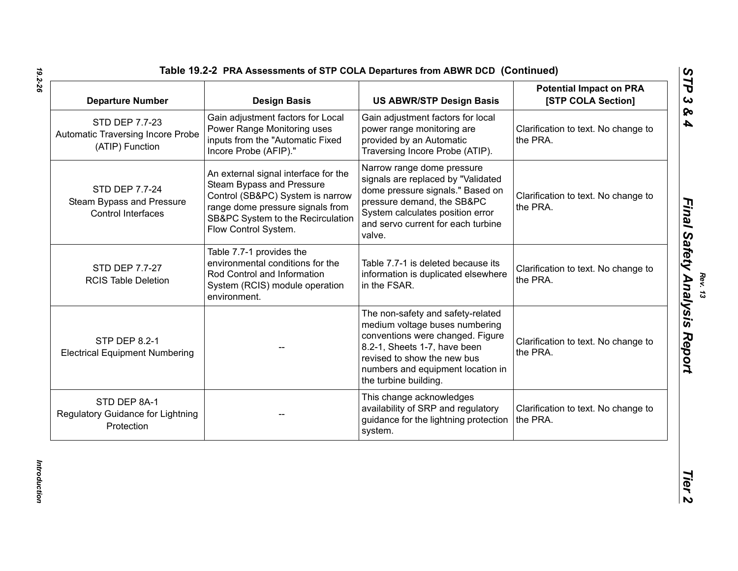**Table 19.2-2 PRA Assessments of STP COLA Departures from ABWR DCD (Continued)**

| Departure Number | Design Basis | US ABWR/STP Design Basis | Potential Impact on PRA [STP COLA Section] |
|---|---|---|---|
| STD DEP 7.7-23 Automatic Traversing Incore Probe (ATIP) Function | Gain adjustment factors for Local Power Range Monitoring uses inputs from the "Automatic Fixed Incore Probe (AFIP)." | Gain adjustment factors for local power range monitoring are provided by an Automatic Traversing Incore Probe (ATIP). | Clarification to text. No change to the PRA. |
| STD DEP 7.7-24 Steam Bypass and Pressure Control Interfaces | An external signal interface for the Steam Bypass and Pressure Control (SB&PC) System is narrow range dome pressure signals from SB&PC System to the Recirculation Flow Control System. | Narrow range dome pressure signals are replaced by "Validated dome pressure signals." Based on pressure demand, the SB&PC System calculates position error and servo current for each turbine valve. | Clarification to text. No change to the PRA. |
| STD DEP 7.7-27 RCIS Table Deletion | Table 7.7-1 provides the environmental conditions for the Rod Control and Information System (RCIS) module operation environment. | Table 7.7-1 is deleted because its information is duplicated elsewhere in the FSAR. | Clarification to text. No change to the PRA. |
| STP DEP 8.2-1 Electrical Equipment Numbering | -- | The non-safety and safety-related medium voltage buses numbering conventions were changed. Figure 8.2-1, Sheets 1-7, have been revised to show the new bus numbers and equipment location in the turbine building. | Clarification to text. No change to the PRA. |
| STD DEP 8A-1 Regulatory Guidance for Lightning Protection | -- | This change acknowledges availability of SRP and regulatory guidance for the lightning protection system. | Clarification to text. No change to the PRA. |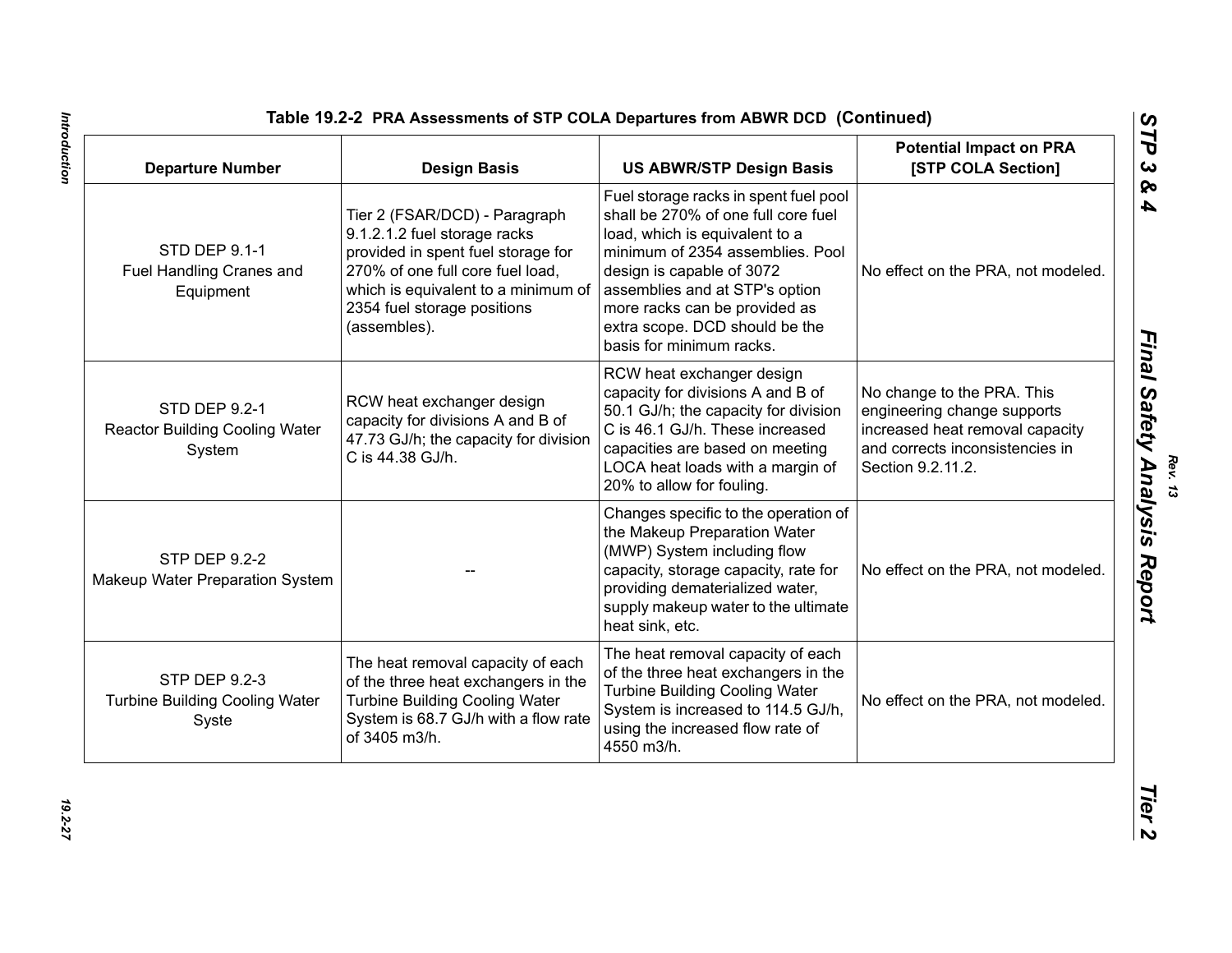Table 19.2-2 PRA Assessments of STP COLA Departures from ABWR DCD (Continued)

| Departure Number | Design Basis | US ABWR/STP Design Basis | Potential Impact on PRA [STP COLA Section] |
|---|---|---|---|
| STD DEP 9.1-1 Fuel Handling Cranes and Equipment | Tier 2 (FSAR/DCD) - Paragraph 9.1.2.1.2 fuel storage racks provided in spent fuel storage for 270% of one full core fuel load, which is equivalent to a minimum of 2354 fuel storage positions (assembles). | Fuel storage racks in spent fuel pool shall be 270% of one full core fuel load, which is equivalent to a minimum of 2354 assemblies. Pool design is capable of 3072 assemblies and at STP's option more racks can be provided as extra scope. DCD should be the basis for minimum racks. | No effect on the PRA, not modeled. |
| STD DEP 9.2-1 Reactor Building Cooling Water System | RCW heat exchanger design capacity for divisions A and B of 47.73 GJ/h; the capacity for division C is 44.38 GJ/h. | RCW heat exchanger design capacity for divisions A and B of 50.1 GJ/h; the capacity for division C is 46.1 GJ/h. These increased capacities are based on meeting LOCA heat loads with a margin of 20% to allow for fouling. | No change to the PRA. This engineering change supports increased heat removal capacity and corrects inconsistencies in Section 9.2.11.2. |
| STP DEP 9.2-2 Makeup Water Preparation System | -- | Changes specific to the operation of the Makeup Preparation Water (MWP) System including flow capacity, storage capacity, rate for providing dematerialized water, supply makeup water to the ultimate heat sink, etc. | No effect on the PRA, not modeled. |
| STP DEP 9.2-3 Turbine Building Cooling Water Syste | The heat removal capacity of each of the three heat exchangers in the Turbine Building Cooling Water System is 68.7 GJ/h with a flow rate of 3405 m3/h. | The heat removal capacity of each of the three heat exchangers in the Turbine Building Cooling Water System is increased to 114.5 GJ/h, using the increased flow rate of 4550 m3/h. | No effect on the PRA, not modeled. |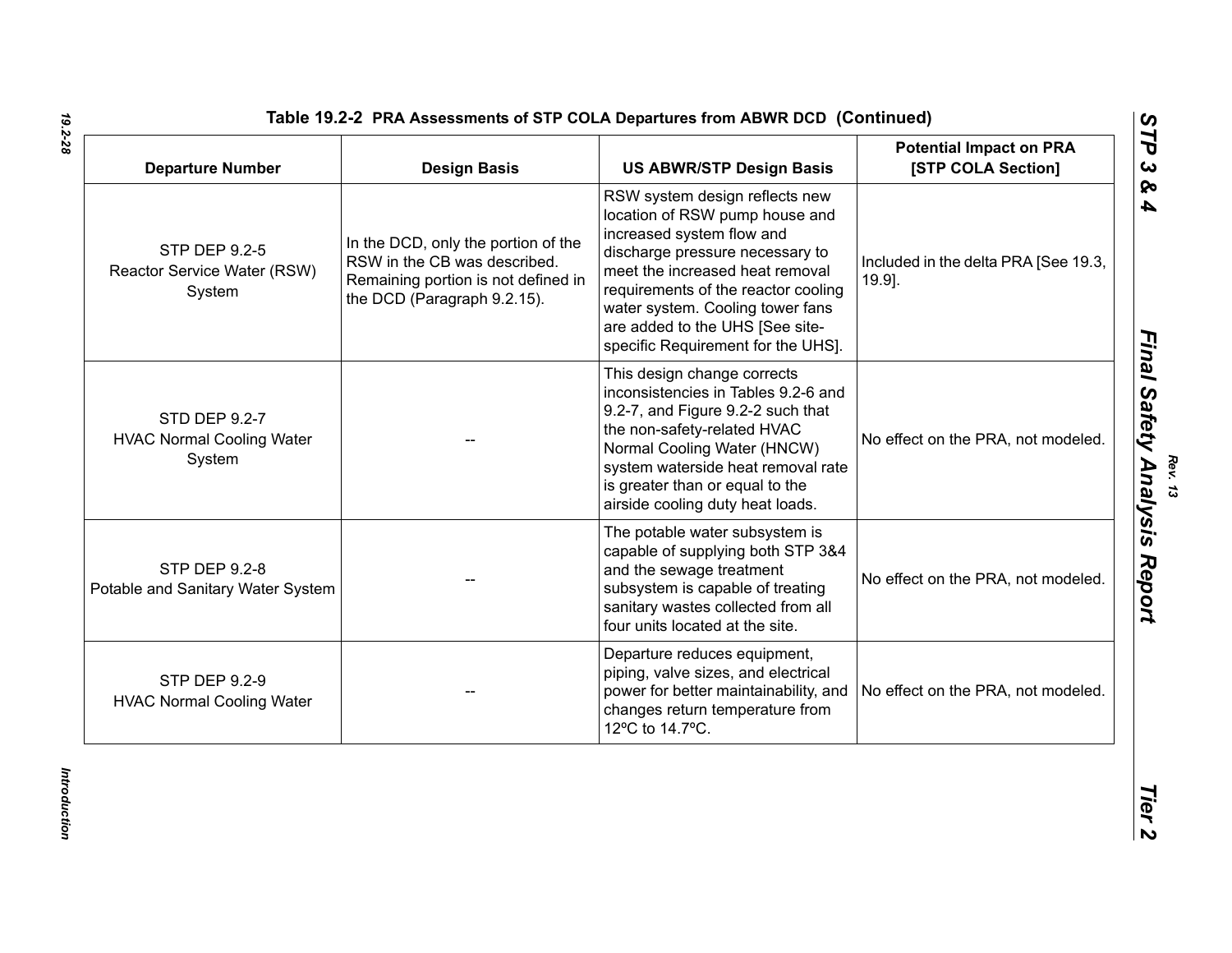**Table 19.2-2 PRA Assessments of STP COLA Departures from ABWR DCD (Continued)**

| Departure Number | Design Basis | US ABWR/STP Design Basis | Potential Impact on PRA [STP COLA Section] |
|---|---|---|---|
| STP DEP 9.2-5 Reactor Service Water (RSW) System | In the DCD, only the portion of the RSW in the CB was described. Remaining portion is not defined in the DCD (Paragraph 9.2.15). | RSW system design reflects new location of RSW pump house and increased system flow and discharge pressure necessary to meet the increased heat removal requirements of the reactor cooling water system. Cooling tower fans are added to the UHS [See site-specific Requirement for the UHS]. | Included in the delta PRA [See 19.3, 19.9]. |
| STD DEP 9.2-7 HVAC Normal Cooling Water System | -- | This design change corrects inconsistencies in Tables 9.2-6 and 9.2-7, and Figure 9.2-2 such that the non-safety-related HVAC Normal Cooling Water (HNCW) system waterside heat removal rate is greater than or equal to the airside cooling duty heat loads. | No effect on the PRA, not modeled. |
| STP DEP 9.2-8 Potable and Sanitary Water System | -- | The potable water subsystem is capable of supplying both STP 3&4 and the sewage treatment subsystem is capable of treating sanitary wastes collected from all four units located at the site. | No effect on the PRA, not modeled. |
| STP DEP 9.2-9 HVAC Normal Cooling Water | -- | Departure reduces equipment, piping, valve sizes, and electrical power for better maintainability, and changes return temperature from 12ºC to 14.7ºC. | No effect on the PRA, not modeled. |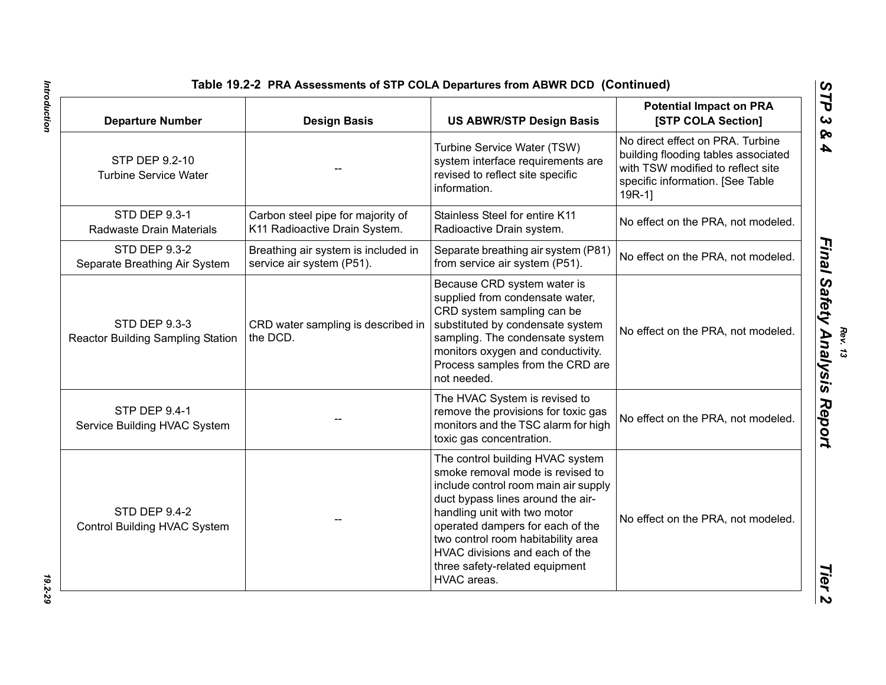**Table 19.2-2  PRA Assessments of STP COLA Departures from ABWR DCD  (Continued)**

| Departure Number | Design Basis | US ABWR/STP Design Basis | Potential Impact on PRA [STP COLA Section] |
|---|---|---|---|
| STP DEP 9.2-10 Turbine Service Water | -- | Turbine Service Water (TSW) system interface requirements are revised to reflect site specific information. | No direct effect on PRA. Turbine building flooding tables associated with TSW modified to reflect site specific information. [See Table 19R-1] |
| STD DEP 9.3-1 Radwaste Drain Materials | Carbon steel pipe for majority of K11 Radioactive Drain System. | Stainless Steel for entire K11 Radioactive Drain system. | No effect on the PRA, not modeled. |
| STD DEP 9.3-2 Separate Breathing Air System | Breathing air system is included in service air system (P51). | Separate breathing air system (P81) from service air system (P51). | No effect on the PRA, not modeled. |
| STD DEP 9.3-3 Reactor Building Sampling Station | CRD water sampling is described in the DCD. | Because CRD system water is supplied from condensate water, CRD system sampling can be substituted by condensate system sampling. The condensate system monitors oxygen and conductivity. Process samples from the CRD are not needed. | No effect on the PRA, not modeled. |
| STP DEP 9.4-1 Service Building HVAC System | -- | The HVAC System is revised to remove the provisions for toxic gas monitors and the TSC alarm for high toxic gas concentration. | No effect on the PRA, not modeled. |
| STD DEP 9.4-2 Control Building HVAC System | -- | The control building HVAC system smoke removal mode is revised to include control room main air supply duct bypass lines around the air-handling unit with two motor operated dampers for each of the two control room habitability area HVAC divisions and each of the three safety-related equipment HVAC areas. | No effect on the PRA, not modeled. |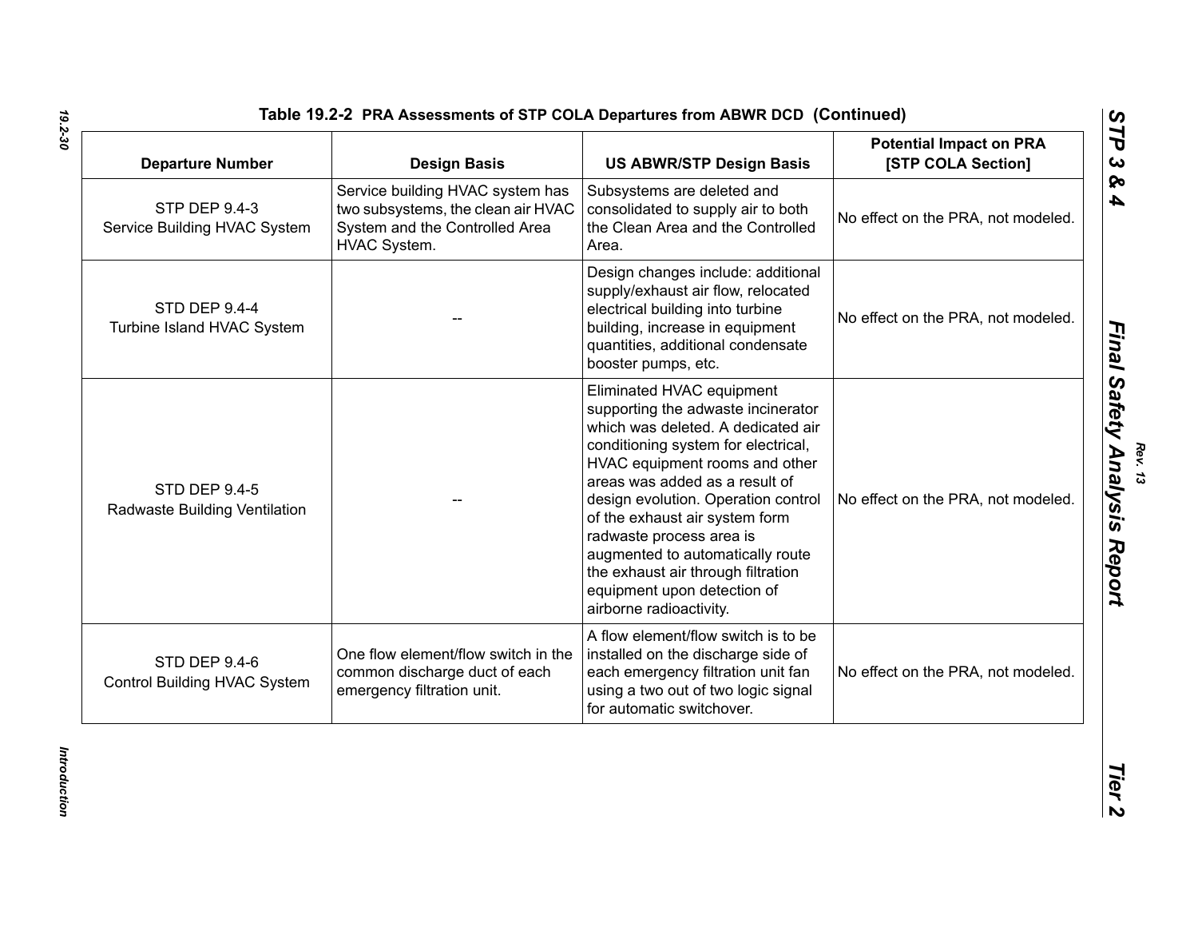**Table 19.2-2 PRA Assessments of STP COLA Departures from ABWR DCD (Continued)**

| Departure Number | Design Basis | US ABWR/STP Design Basis | Potential Impact on PRA [STP COLA Section] |
|---|---|---|---|
| STP DEP 9.4-3 Service Building HVAC System | Service building HVAC system has two subsystems, the clean air HVAC System and the Controlled Area HVAC System. | Subsystems are deleted and consolidated to supply air to both the Clean Area and the Controlled Area. | No effect on the PRA, not modeled. |
| STD DEP 9.4-4 Turbine Island HVAC System | -- | Design changes include: additional supply/exhaust air flow, relocated electrical building into turbine building, increase in equipment quantities, additional condensate booster pumps, etc. | No effect on the PRA, not modeled. |
| STD DEP 9.4-5 Radwaste Building Ventilation | -- | Eliminated HVAC equipment supporting the adwaste incinerator which was deleted. A dedicated air conditioning system for electrical, HVAC equipment rooms and other areas was added as a result of design evolution. Operation control of the exhaust air system form radwaste process area is augmented to automatically route the exhaust air through filtration equipment upon detection of airborne radioactivity. | No effect on the PRA, not modeled. |
| STD DEP 9.4-6 Control Building HVAC System | One flow element/flow switch in the common discharge duct of each emergency filtration unit. | A flow element/flow switch is to be installed on the discharge side of each emergency filtration unit fan using a two out of two logic signal for automatic switchover. | No effect on the PRA, not modeled. |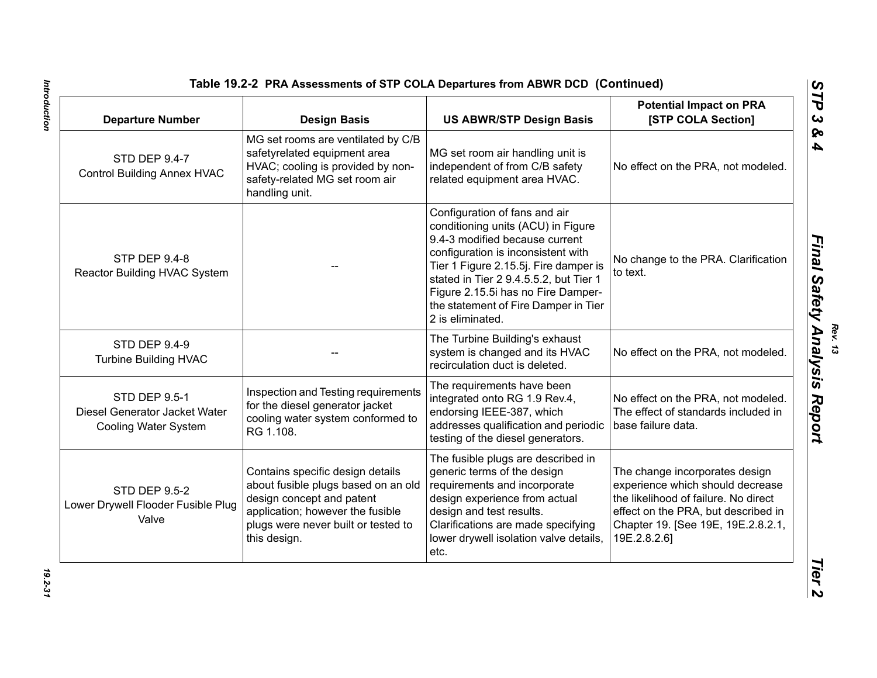**Table 19.2-2 PRA Assessments of STP COLA Departures from ABWR DCD (Continued)**

| Departure Number | Design Basis | US ABWR/STP Design Basis | Potential Impact on PRA [STP COLA Section] |
|---|---|---|---|
| STD DEP 9.4-7 Control Building Annex HVAC | MG set rooms are ventilated by C/B safetyrelated equipment area HVAC; cooling is provided by non-safety-related MG set room air handling unit. | MG set room air handling unit is independent of from C/B safety related equipment area HVAC. | No effect on the PRA, not modeled. |
| STP DEP 9.4-8 Reactor Building HVAC System | -- | Configuration of fans and air conditioning units (ACU) in Figure 9.4-3 modified because current configuration is inconsistent with Tier 1 Figure 2.15.5j. Fire damper is stated in Tier 2 9.4.5.5.2, but Tier 1 Figure 2.15.5i has no Fire Damper-the statement of Fire Damper in Tier 2 is eliminated. | No change to the PRA. Clarification to text. |
| STD DEP 9.4-9 Turbine Building HVAC | -- | The Turbine Building's exhaust system is changed and its HVAC recirculation duct is deleted. | No effect on the PRA, not modeled. |
| STD DEP 9.5-1 Diesel Generator Jacket Water Cooling Water System | Inspection and Testing requirements for the diesel generator jacket cooling water system conformed to RG 1.108. | The requirements have been integrated onto RG 1.9 Rev.4, endorsing IEEE-387, which addresses qualification and periodic testing of the diesel generators. | No effect on the PRA, not modeled. The effect of standards included in base failure data. |
| STD DEP 9.5-2 Lower Drywell Flooder Fusible Plug Valve | Contains specific design details about fusible plugs based on an old design concept and patent application; however the fusible plugs were never built or tested to this design. | The fusible plugs are described in generic terms of the design requirements and incorporate design experience from actual design and test results. Clarifications are made specifying lower drywell isolation valve details, etc. | The change incorporates design experience which should decrease the likelihood of failure. No direct effect on the PRA, but described in Chapter 19. [See 19E, 19E.2.8.2.1, 19E.2.8.2.6] |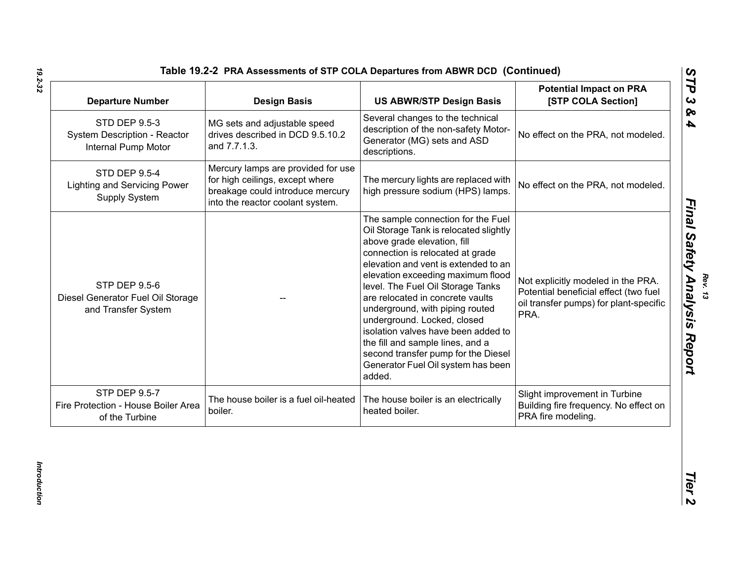**Table 19.2-2 PRA Assessments of STP COLA Departures from ABWR DCD (Continued)**

| Departure Number | Design Basis | US ABWR/STP Design Basis | Potential Impact on PRA [STP COLA Section] |
|---|---|---|---|
| STD DEP 9.5-3 System Description - Reactor Internal Pump Motor | MG sets and adjustable speed drives described in DCD 9.5.10.2 and 7.7.1.3. | Several changes to the technical description of the non-safety Motor-Generator (MG) sets and ASD descriptions. | No effect on the PRA, not modeled. |
| STD DEP 9.5-4 Lighting and Servicing Power Supply System | Mercury lamps are provided for use for high ceilings, except where breakage could introduce mercury into the reactor coolant system. | The mercury lights are replaced with high pressure sodium (HPS) lamps. | No effect on the PRA, not modeled. |
| STP DEP 9.5-6 Diesel Generator Fuel Oil Storage and Transfer System | -- | The sample connection for the Fuel Oil Storage Tank is relocated slightly above grade elevation, fill connection is relocated at grade elevation and vent is extended to an elevation exceeding maximum flood level. The Fuel Oil Storage Tanks are relocated in concrete vaults underground, with piping routed underground. Locked, closed isolation valves have been added to the fill and sample lines, and a second transfer pump for the Diesel Generator Fuel Oil system has been added. | Not explicitly modeled in the PRA. Potential beneficial effect (two fuel oil transfer pumps) for plant-specific PRA. |
| STP DEP 9.5-7 Fire Protection - House Boiler Area of the Turbine | The house boiler is a fuel oil-heated boiler. | The house boiler is an electrically heated boiler. | Slight improvement in Turbine Building fire frequency. No effect on PRA fire modeling. |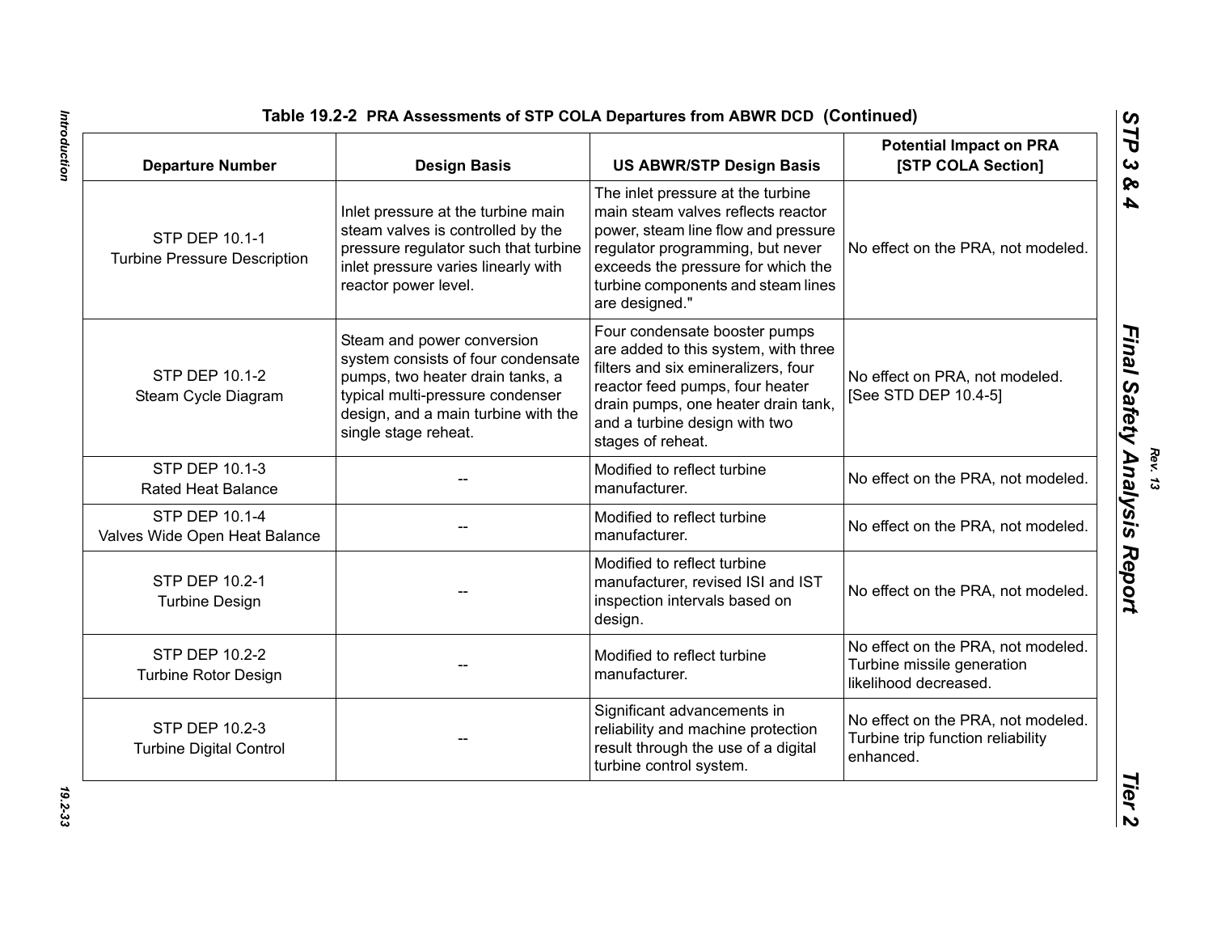**Table 19.2-2 PRA Assessments of STP COLA Departures from ABWR DCD (Continued)**

| Departure Number | Design Basis | US ABWR/STP Design Basis | Potential Impact on PRA [STP COLA Section] |
|---|---|---|---|
| STP DEP 10.1-1 Turbine Pressure Description | Inlet pressure at the turbine main steam valves is controlled by the pressure regulator such that turbine inlet pressure varies linearly with reactor power level. | The inlet pressure at the turbine main steam valves reflects reactor power, steam line flow and pressure regulator programming, but never exceeds the pressure for which the turbine components and steam lines are designed." | No effect on the PRA, not modeled. |
| STP DEP 10.1-2 Steam Cycle Diagram | Steam and power conversion system consists of four condensate pumps, two heater drain tanks, a typical multi-pressure condenser design, and a main turbine with the single stage reheat. | Four condensate booster pumps are added to this system, with three filters and six emineralizers, four reactor feed pumps, four heater drain pumps, one heater drain tank, and a turbine design with two stages of reheat. | No effect on PRA, not modeled. [See STD DEP 10.4-5] |
| STP DEP 10.1-3 Rated Heat Balance | -- | Modified to reflect turbine manufacturer. | No effect on the PRA, not modeled. |
| STP DEP 10.1-4 Valves Wide Open Heat Balance | -- | Modified to reflect turbine manufacturer. | No effect on the PRA, not modeled. |
| STP DEP 10.2-1 Turbine Design | -- | Modified to reflect turbine manufacturer, revised ISI and IST inspection intervals based on design. | No effect on the PRA, not modeled. |
| STP DEP 10.2-2 Turbine Rotor Design | -- | Modified to reflect turbine manufacturer. | No effect on the PRA, not modeled. Turbine missile generation likelihood decreased. |
| STP DEP 10.2-3 Turbine Digital Control | -- | Significant advancements in reliability and machine protection result through the use of a digital turbine control system. | No effect on the PRA, not modeled. Turbine trip function reliability enhanced. |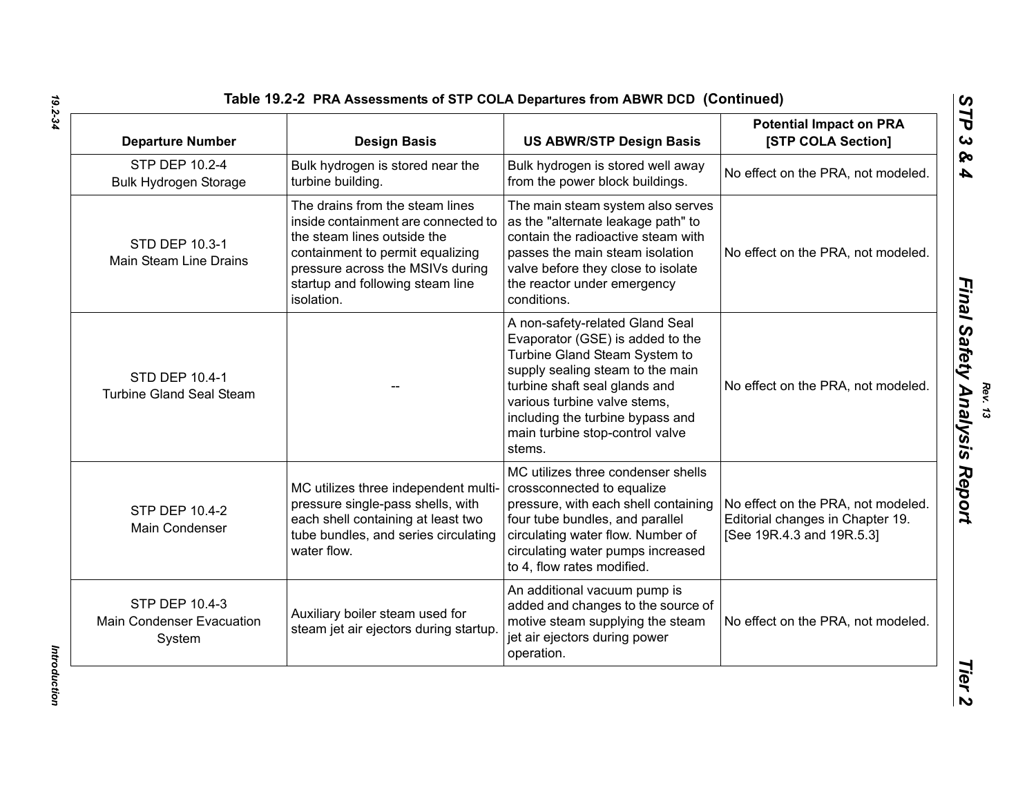**Table 19.2-2 PRA Assessments of STP COLA Departures from ABWR DCD (Continued)**

| Departure Number | Design Basis | US ABWR/STP Design Basis | Potential Impact on PRA [STP COLA Section] |
|---|---|---|---|
| STP DEP 10.2-4 Bulk Hydrogen Storage | Bulk hydrogen is stored near the turbine building. | Bulk hydrogen is stored well away from the power block buildings. | No effect on the PRA, not modeled. |
| STD DEP 10.3-1 Main Steam Line Drains | The drains from the steam lines inside containment are connected to the steam lines outside the containment to permit equalizing pressure across the MSIVs during startup and following steam line isolation. | The main steam system also serves as the "alternate leakage path" to contain the radioactive steam with passes the main steam isolation valve before they close to isolate the reactor under emergency conditions. | No effect on the PRA, not modeled. |
| STD DEP 10.4-1 Turbine Gland Seal Steam | -- | A non-safety-related Gland Seal Evaporator (GSE) is added to the Turbine Gland Steam System to supply sealing steam to the main turbine shaft seal glands and various turbine valve stems, including the turbine bypass and main turbine stop-control valve stems. | No effect on the PRA, not modeled. |
| STP DEP 10.4-2 Main Condenser | MC utilizes three independent multi-pressure single-pass shells, with each shell containing at least two tube bundles, and series circulating water flow. | MC utilizes three condenser shells crossconnected to equalize pressure, with each shell containing four tube bundles, and parallel circulating water flow. Number of circulating water pumps increased to 4, flow rates modified. | No effect on the PRA, not modeled. Editorial changes in Chapter 19. [See 19R.4.3 and 19R.5.3] |
| STP DEP 10.4-3 Main Condenser Evacuation System | Auxiliary boiler steam used for steam jet air ejectors during startup. | An additional vacuum pump is added and changes to the source of motive steam supplying the steam jet air ejectors during power operation. | No effect on the PRA, not modeled. |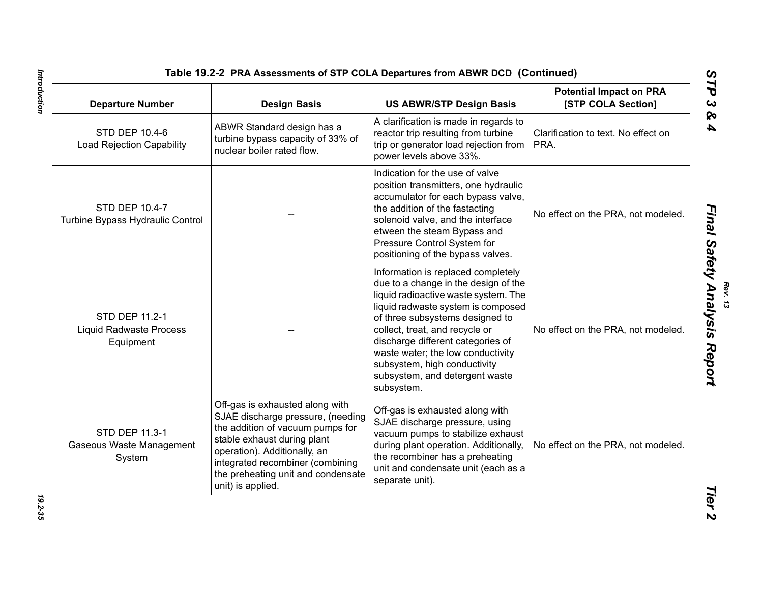**Table 19.2-2 PRA Assessments of STP COLA Departures from ABWR DCD (Continued)**

| Departure Number | Design Basis | US ABWR/STP Design Basis | Potential Impact on PRA [STP COLA Section] |
|---|---|---|---|
| STD DEP 10.4-6 Load Rejection Capability | ABWR Standard design has a turbine bypass capacity of 33% of nuclear boiler rated flow. | A clarification is made in regards to reactor trip resulting from turbine trip or generator load rejection from power levels above 33%. | Clarification to text. No effect on PRA. |
| STD DEP 10.4-7 Turbine Bypass Hydraulic Control | -- | Indication for the use of valve position transmitters, one hydraulic accumulator for each bypass valve, the addition of the fastacting solenoid valve, and the interface etween the steam Bypass and Pressure Control System for positioning of the bypass valves. | No effect on the PRA, not modeled. |
| STD DEP 11.2-1 Liquid Radwaste Process Equipment | -- | Information is replaced completely due to a change in the design of the liquid radioactive waste system. The liquid radwaste system is composed of three subsystems designed to collect, treat, and recycle or discharge different categories of waste water; the low conductivity subsystem, high conductivity subsystem, and detergent waste subsystem. | No effect on the PRA, not modeled. |
| STD DEP 11.3-1 Gaseous Waste Management System | Off-gas is exhausted along with SJAE discharge pressure, (needing the addition of vacuum pumps for stable exhaust during plant operation). Additionally, an integrated recombiner (combining the preheating unit and condensate unit) is applied. | Off-gas is exhausted along with SJAE discharge pressure, using vacuum pumps to stabilize exhaust during plant operation. Additionally, the recombiner has a preheating unit and condensate unit (each as a separate unit). | No effect on the PRA, not modeled. |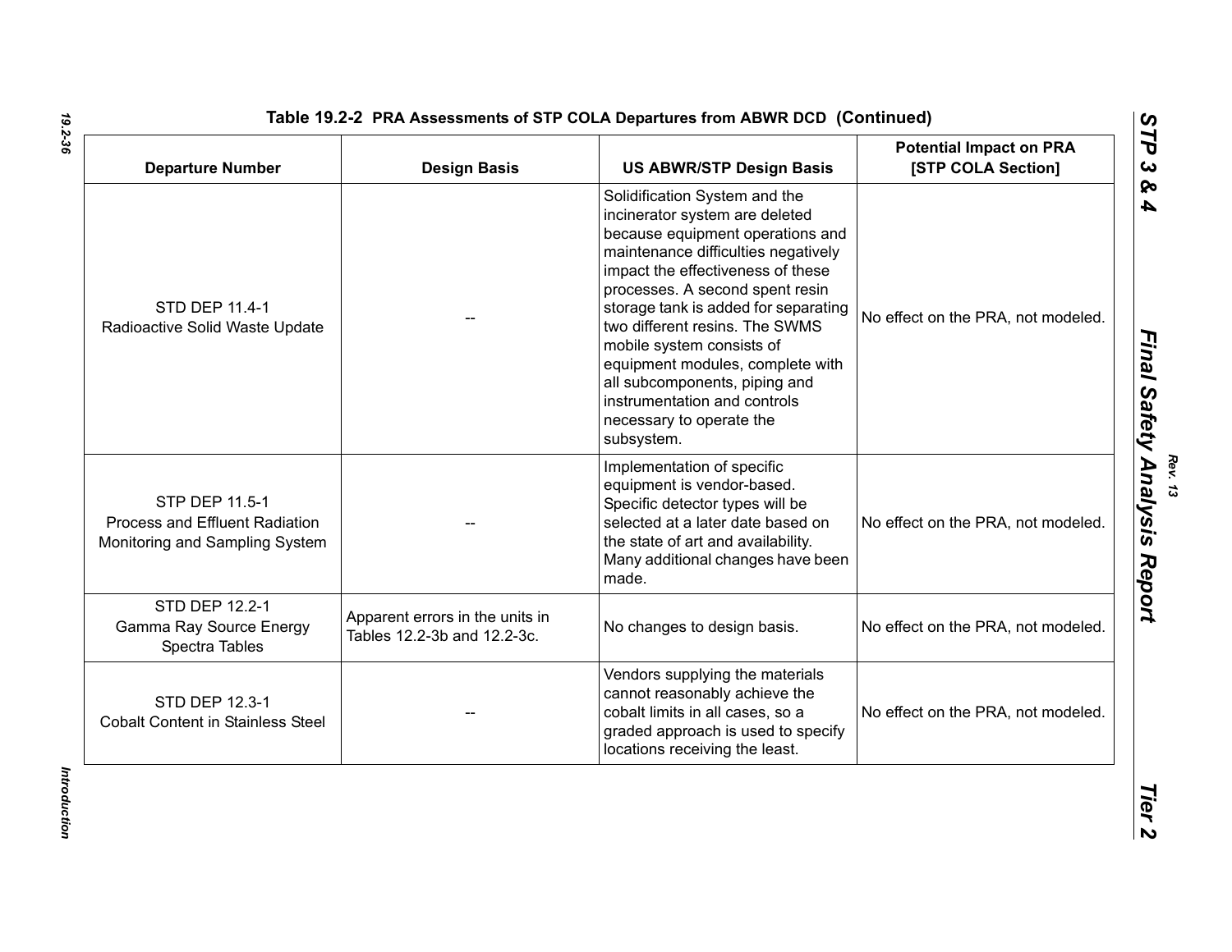Table 19.2-2 PRA Assessments of STP COLA Departures from ABWR DCD (Continued)

| Departure Number | Design Basis | US ABWR/STP Design Basis | Potential Impact on PRA [STP COLA Section] |
|---|---|---|---|
| STD DEP 11.4-1 Radioactive Solid Waste Update | -- | Solidification System and the incinerator system are deleted because equipment operations and maintenance difficulties negatively impact the effectiveness of these processes. A second spent resin storage tank is added for separating two different resins. The SWMS mobile system consists of equipment modules, complete with all subcomponents, piping and instrumentation and controls necessary to operate the subsystem. | No effect on the PRA, not modeled. |
| STP DEP 11.5-1 Process and Effluent Radiation Monitoring and Sampling System | -- | Implementation of specific equipment is vendor-based. Specific detector types will be selected at a later date based on the state of art and availability. Many additional changes have been made. | No effect on the PRA, not modeled. |
| STD DEP 12.2-1 Gamma Ray Source Energy Spectra Tables | Apparent errors in the units in Tables 12.2-3b and 12.2-3c. | No changes to design basis. | No effect on the PRA, not modeled. |
| STD DEP 12.3-1 Cobalt Content in Stainless Steel | -- | Vendors supplying the materials cannot reasonably achieve the cobalt limits in all cases, so a graded approach is used to specify locations receiving the least. | No effect on the PRA, not modeled. |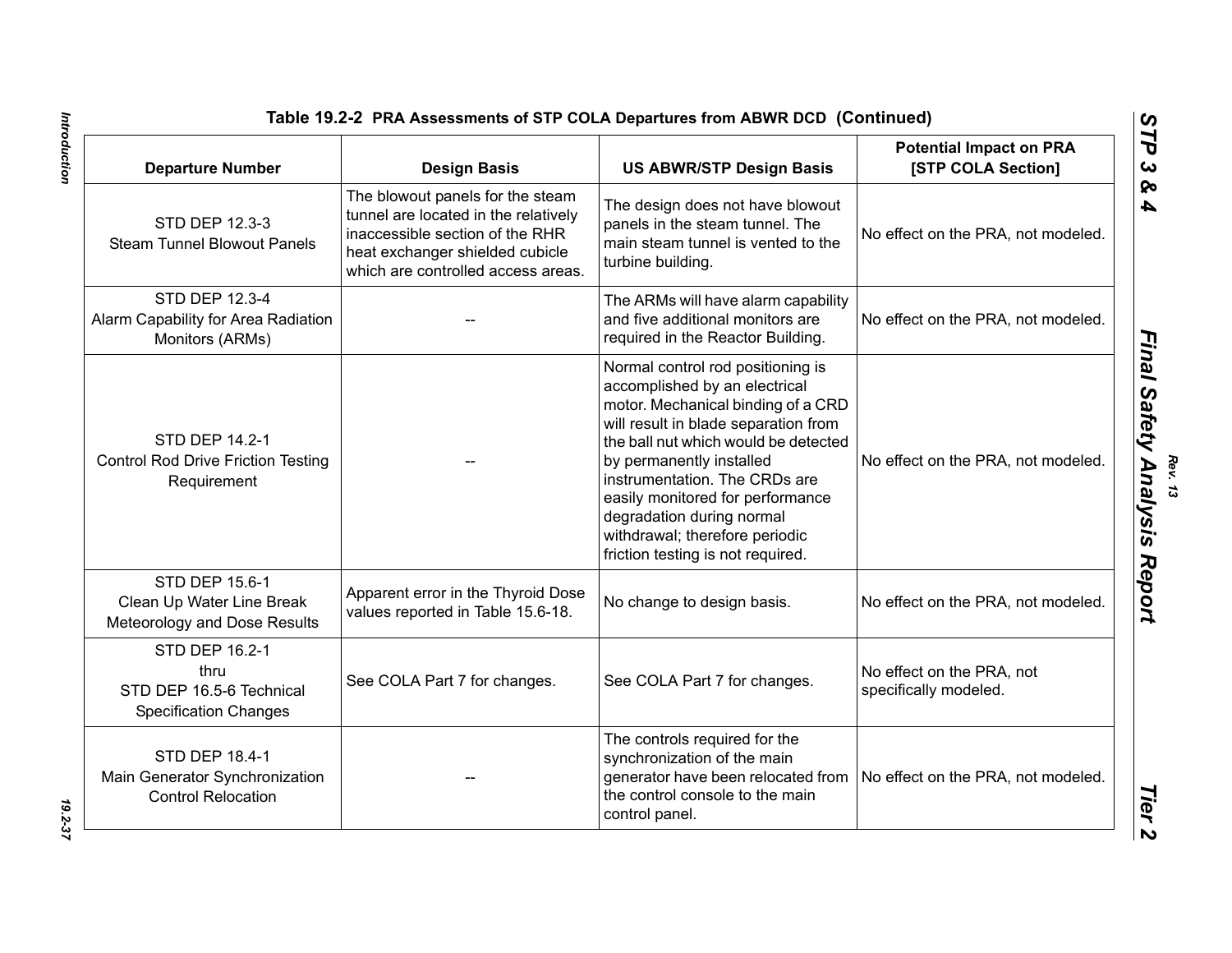**Table 19.2-2 PRA Assessments of STP COLA Departures from ABWR DCD (Continued)**

| Departure Number | Design Basis | US ABWR/STP Design Basis | Potential Impact on PRA [STP COLA Section] |
|---|---|---|---|
| STD DEP 12.3-3 Steam Tunnel Blowout Panels | The blowout panels for the steam tunnel are located in the relatively inaccessible section of the RHR heat exchanger shielded cubicle which are controlled access areas. | The design does not have blowout panels in the steam tunnel. The main steam tunnel is vented to the turbine building. | No effect on the PRA, not modeled. |
| STD DEP 12.3-4 Alarm Capability for Area Radiation Monitors (ARMs) | -- | The ARMs will have alarm capability and five additional monitors are required in the Reactor Building. | No effect on the PRA, not modeled. |
| STD DEP 14.2-1 Control Rod Drive Friction Testing Requirement | -- | Normal control rod positioning is accomplished by an electrical motor. Mechanical binding of a CRD will result in blade separation from the ball nut which would be detected by permanently installed instrumentation. The CRDs are easily monitored for performance degradation during normal withdrawal; therefore periodic friction testing is not required. | No effect on the PRA, not modeled. |
| STD DEP 15.6-1 Clean Up Water Line Break Meteorology and Dose Results | Apparent error in the Thyroid Dose values reported in Table 15.6-18. | No change to design basis. | No effect on the PRA, not modeled. |
| STD DEP 16.2-1 thru STD DEP 16.5-6 Technical Specification Changes | See COLA Part 7 for changes. | See COLA Part 7 for changes. | No effect on the PRA, not specifically modeled. |
| STD DEP 18.4-1 Main Generator Synchronization Control Relocation | -- | The controls required for the synchronization of the main generator have been relocated from the control console to the main control panel. | No effect on the PRA, not modeled. |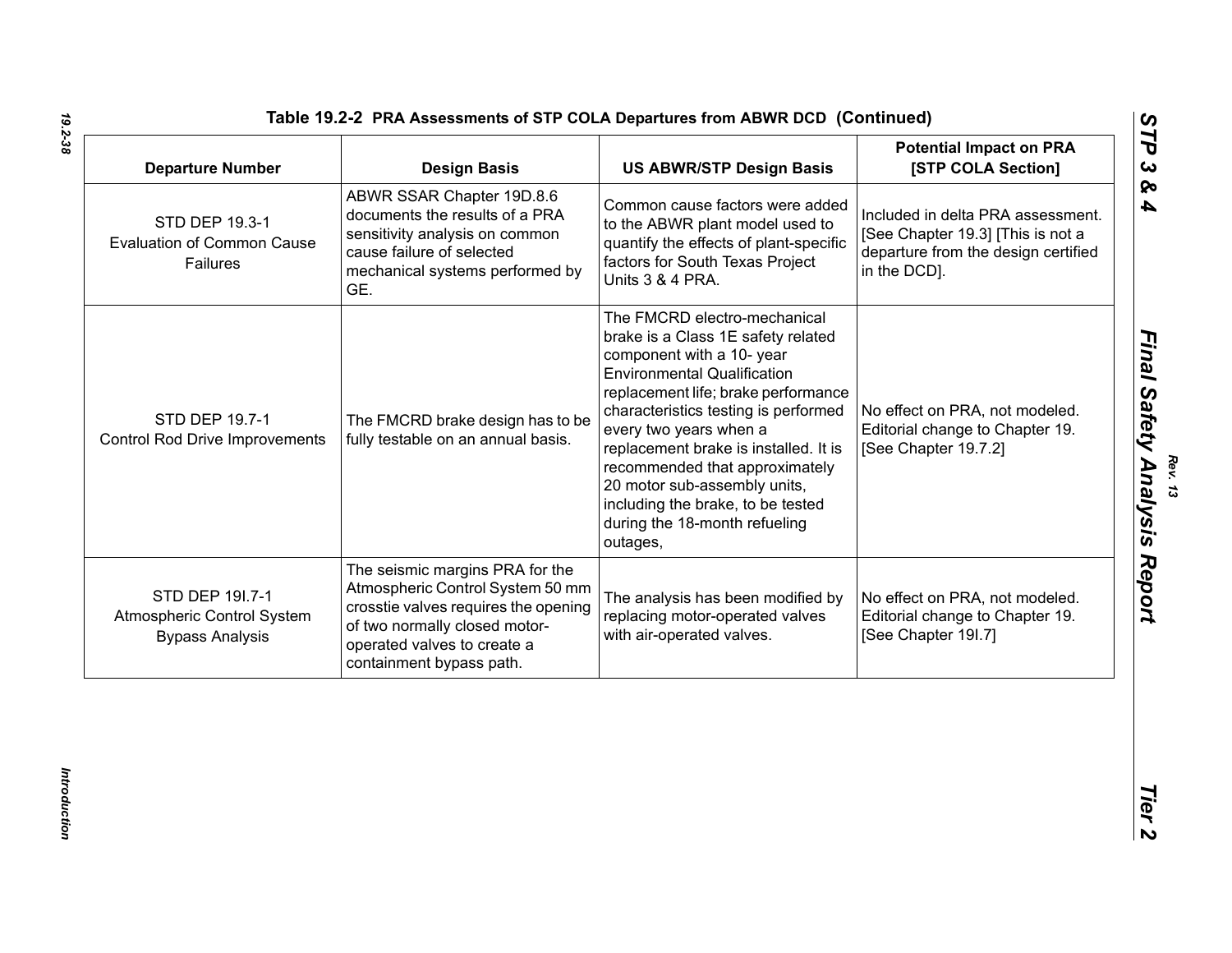**Table 19.2-2 PRA Assessments of STP COLA Departures from ABWR DCD (Continued)**

| Departure Number | Design Basis | US ABWR/STP Design Basis | Potential Impact on PRA [STP COLA Section] |
|---|---|---|---|
| STD DEP 19.3-1 Evaluation of Common Cause Failures | ABWR SSAR Chapter 19D.8.6 documents the results of a PRA sensitivity analysis on common cause failure of selected mechanical systems performed by GE. | Common cause factors were added to the ABWR plant model used to quantify the effects of plant-specific factors for South Texas Project Units 3 & 4 PRA. | Included in delta PRA assessment. [See Chapter 19.3] [This is not a departure from the design certified in the DCD]. |
| STD DEP 19.7-1 Control Rod Drive Improvements | The FMCRD brake design has to be fully testable on an annual basis. | The FMCRD electro-mechanical brake is a Class 1E safety related component with a 10- year Environmental Qualification replacement life; brake performance characteristics testing is performed every two years when a replacement brake is installed. It is recommended that approximately 20 motor sub-assembly units, including the brake, to be tested during the 18-month refueling outages, | No effect on PRA, not modeled. Editorial change to Chapter 19. [See Chapter 19.7.2] |
| STD DEP 19I.7-1 Atmospheric Control System Bypass Analysis | The seismic margins PRA for the Atmospheric Control System 50 mm crosstie valves requires the opening of two normally closed motor-operated valves to create a containment bypass path. | The analysis has been modified by replacing motor-operated valves with air-operated valves. | No effect on PRA, not modeled. Editorial change to Chapter 19. [See Chapter 19I.7] |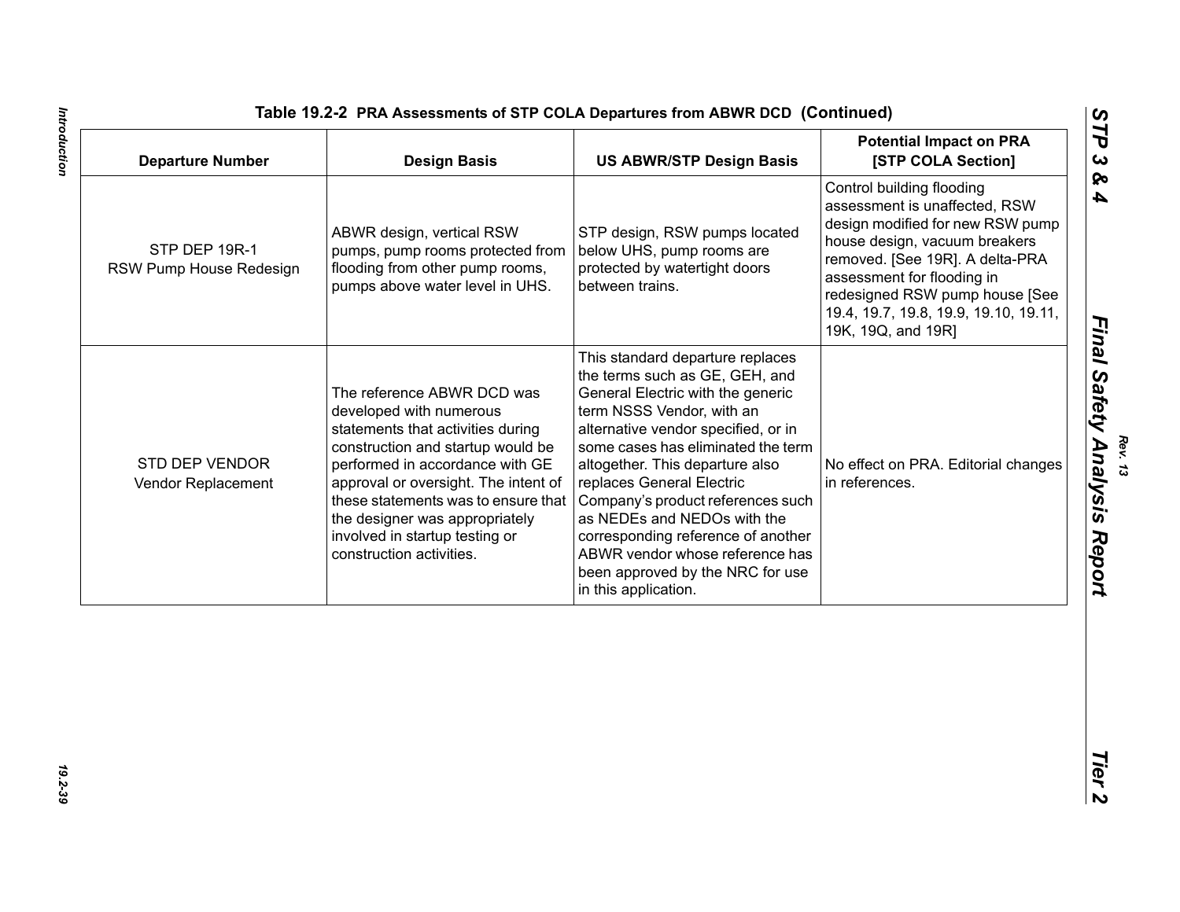**Table 19.2-2 PRA Assessments of STP COLA Departures from ABWR DCD (Continued)**

| Departure Number | Design Basis | US ABWR/STP Design Basis | Potential Impact on PRA [STP COLA Section] |
|---|---|---|---|
| STP DEP 19R-1 RSW Pump House Redesign | ABWR design, vertical RSW pumps, pump rooms protected from flooding from other pump rooms, pumps above water level in UHS. | STP design, RSW pumps located below UHS, pump rooms are protected by watertight doors between trains. | Control building flooding assessment is unaffected, RSW design modified for new RSW pump house design, vacuum breakers removed. [See 19R]. A delta-PRA assessment for flooding in redesigned RSW pump house [See 19.4, 19.7, 19.8, 19.9, 19.10, 19.11, 19K, 19Q, and 19R] |
| STD DEP VENDOR Vendor Replacement | The reference ABWR DCD was developed with numerous statements that activities during construction and startup would be performed in accordance with GE approval or oversight. The intent of these statements was to ensure that the designer was appropriately involved in startup testing or construction activities. | This standard departure replaces the terms such as GE, GEH, and General Electric with the generic term NSSS Vendor, with an alternative vendor specified, or in some cases has eliminated the term altogether. This departure also replaces General Electric Company's product references such as NEDEs and NEDOs with the corresponding reference of another ABWR vendor whose reference has been approved by the NRC for use in this application. | No effect on PRA. Editorial changes in references. |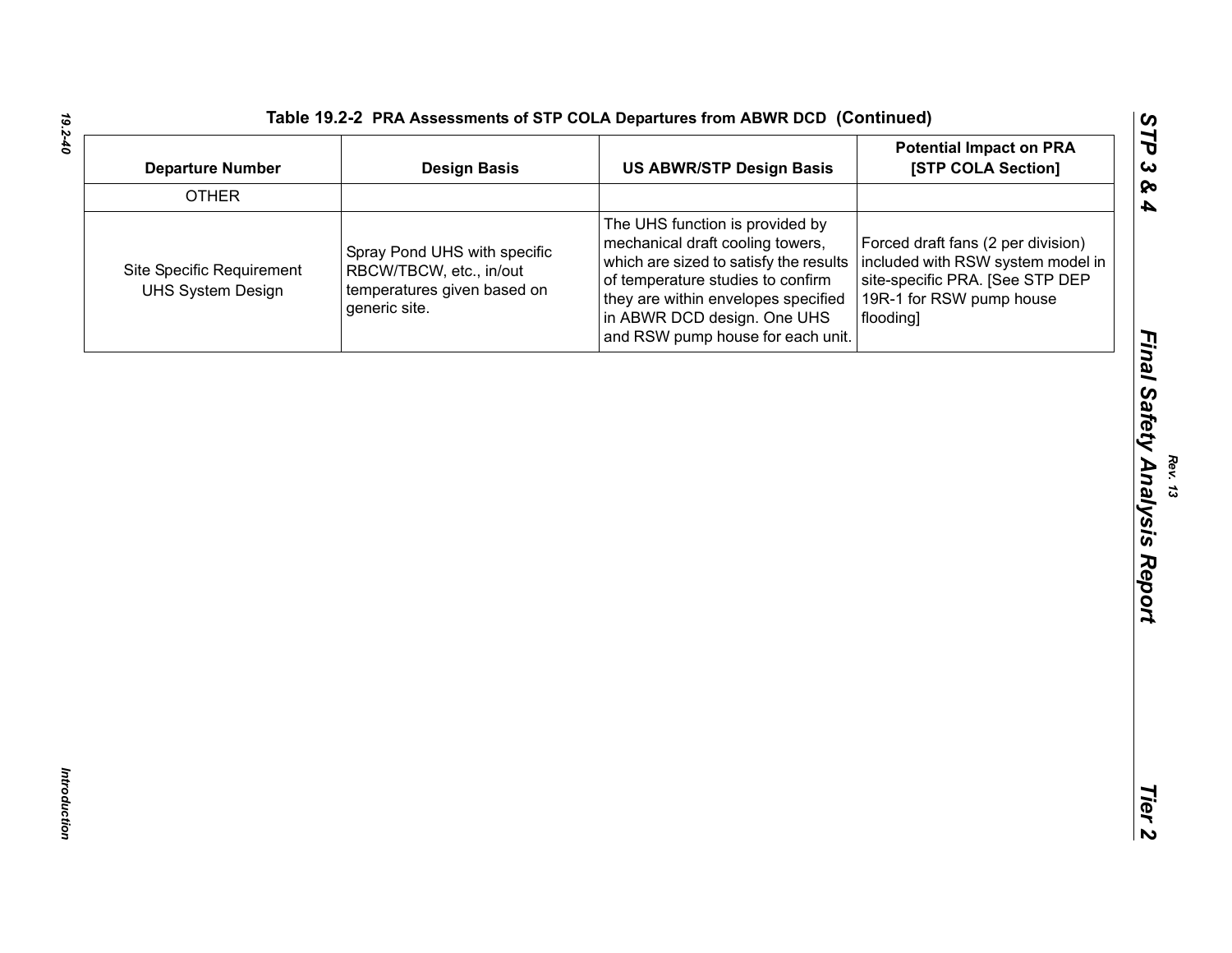**Table 19.2-2 PRA Assessments of STP COLA Departures from ABWR DCD (Continued)**

| Departure Number | Design Basis | US ABWR/STP Design Basis | Potential Impact on PRA [STP COLA Section] |
|---|---|---|---|
| OTHER | | | |
| Site Specific Requirement UHS System Design | Spray Pond UHS with specific RBCW/TBCW, etc., in/out temperatures given based on generic site. | The UHS function is provided by mechanical draft cooling towers, which are sized to satisfy the results of temperature studies to confirm they are within envelopes specified in ABWR DCD design. One UHS and RSW pump house for each unit. | Forced draft fans (2 per division) included with RSW system model in site-specific PRA. [See STP DEP 19R-1 for RSW pump house flooding] |